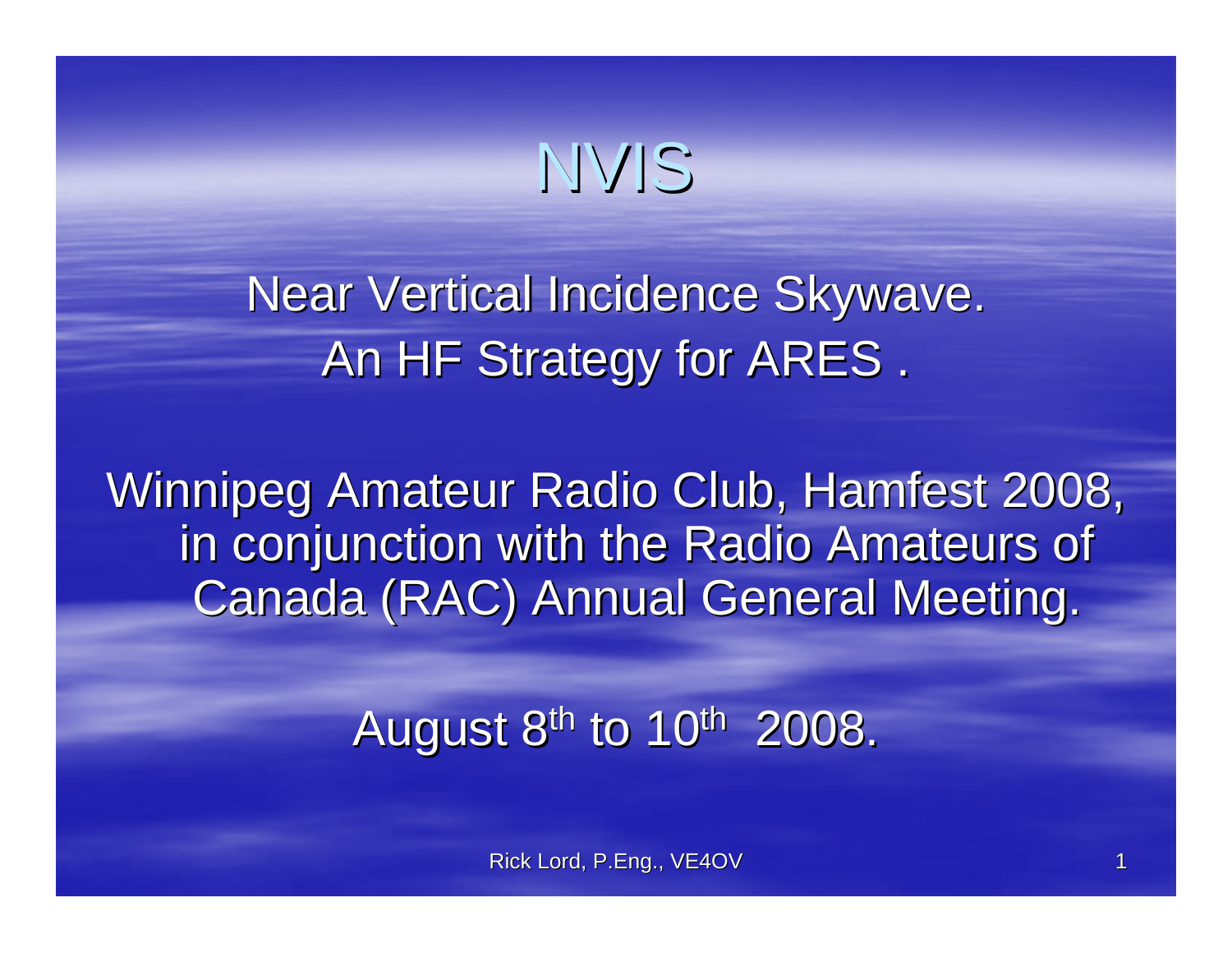# NVIS

Near Vertical Incidence Skywave.
An HF Strategy for ARES .

Winnipeg Amateur Radio Club, Hamfest 2008, in conjunction with the Radio Amateurs of Canada (RAC) Annual General Meeting.

August 8th to 10th 2008.

Rick Lord, P.Eng., VE4OV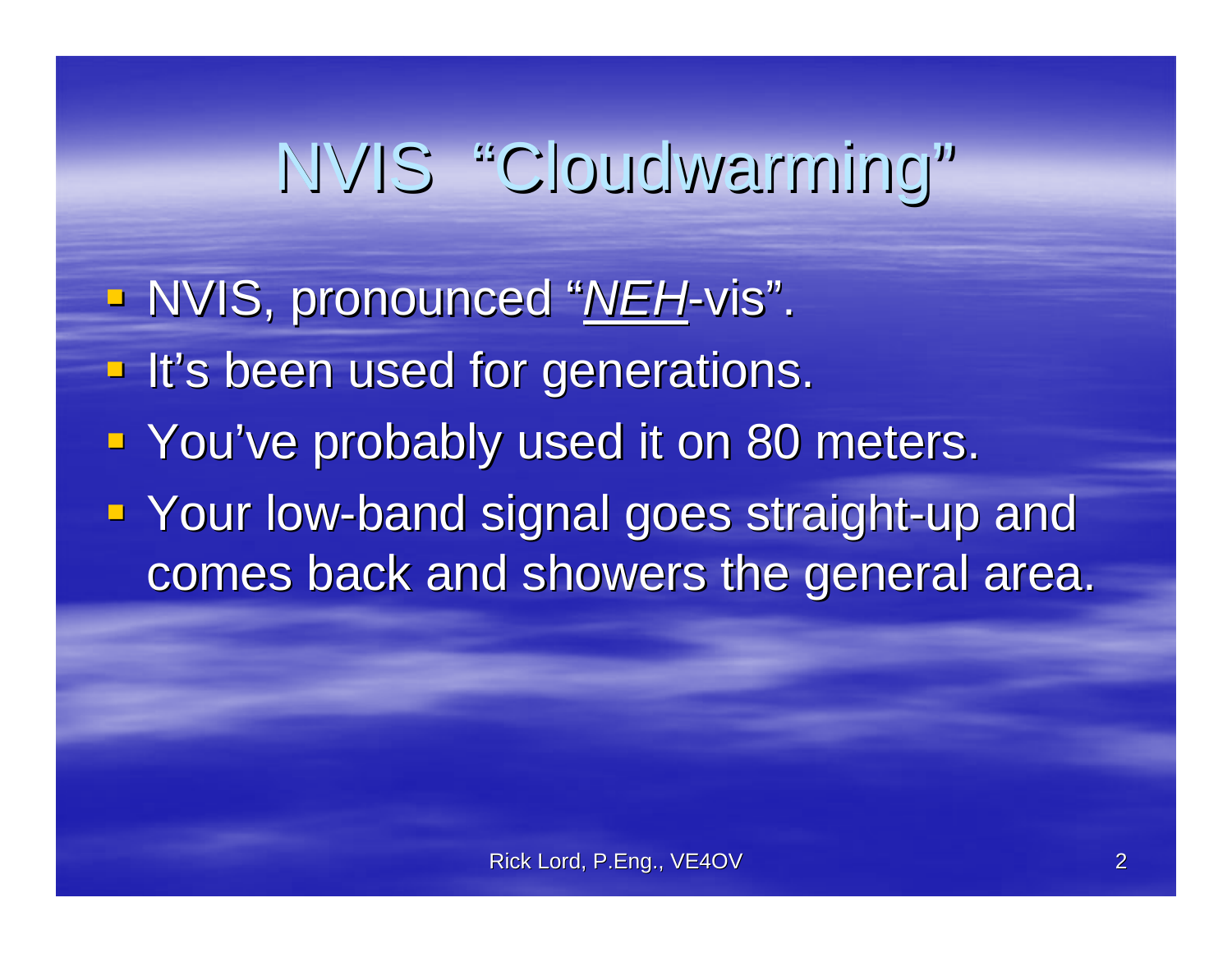# NVIS "Cloudwarming"

- NVIS, pronounced "*<u>NEH</u>*-vis".
- It's been used for generations.
- You've probably used it on 80 meters.
- Your low-band signal goes straight-up and comes back and showers the general area.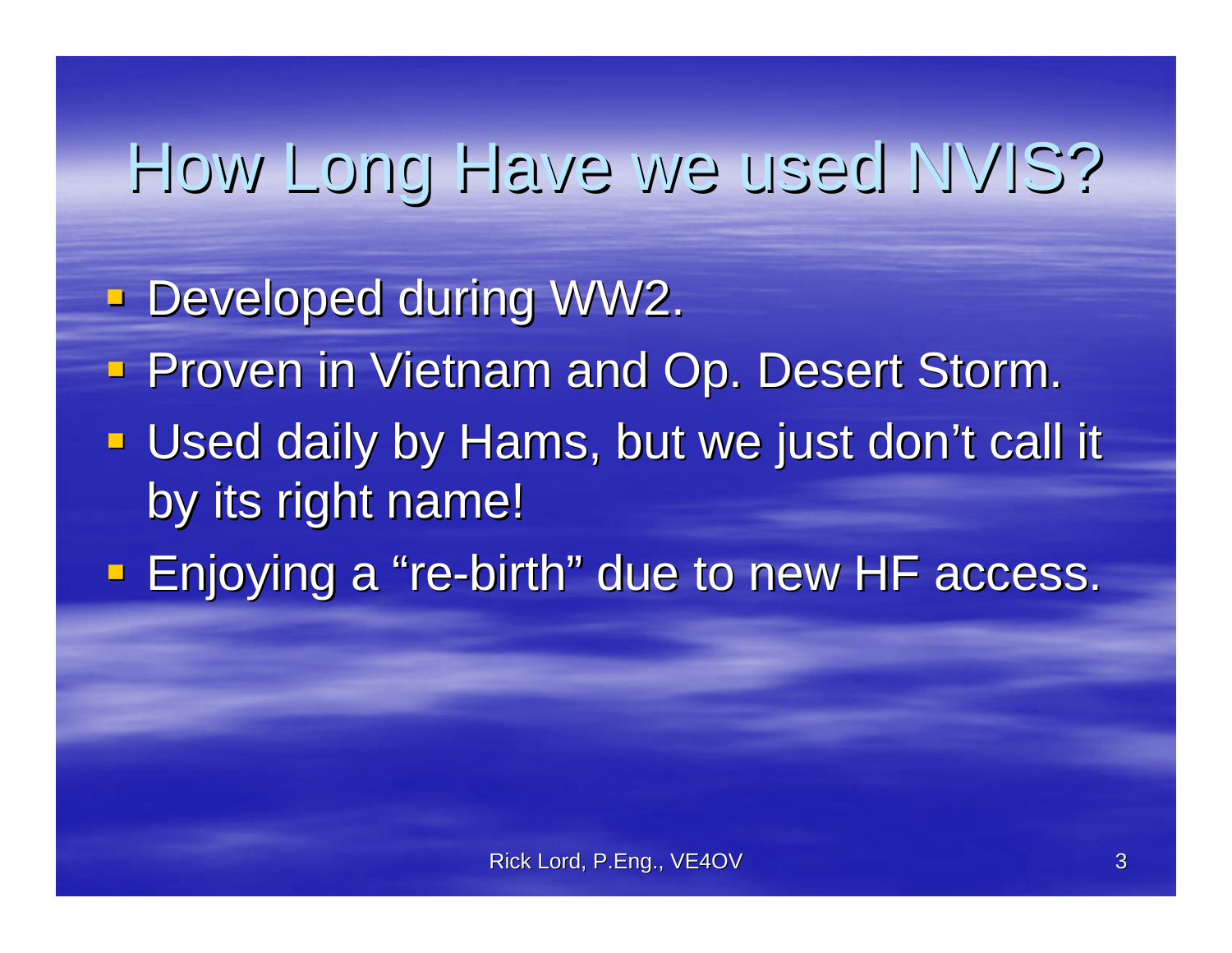# How Long Have we used NVIS?

- Developed during WW2.
- Proven in Vietnam and Op. Desert Storm.
- Used daily by Hams, but we just don't call it by its right name!
- Enjoying a "re-birth" due to new HF access.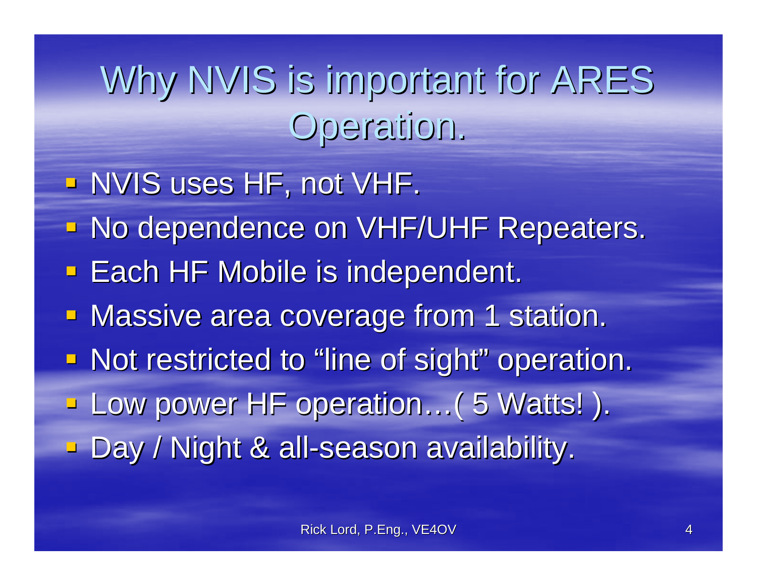# Why NVIS is important for ARES Operation.

- NVIS uses HF, not VHF.
- No dependence on VHF/UHF Repeaters.
- Each HF Mobile is independent.
- Massive area coverage from 1 station.
- Not restricted to "line of sight" operation.
- Low power HF operation…( 5 Watts! ).
- Day / Night & all-season availability.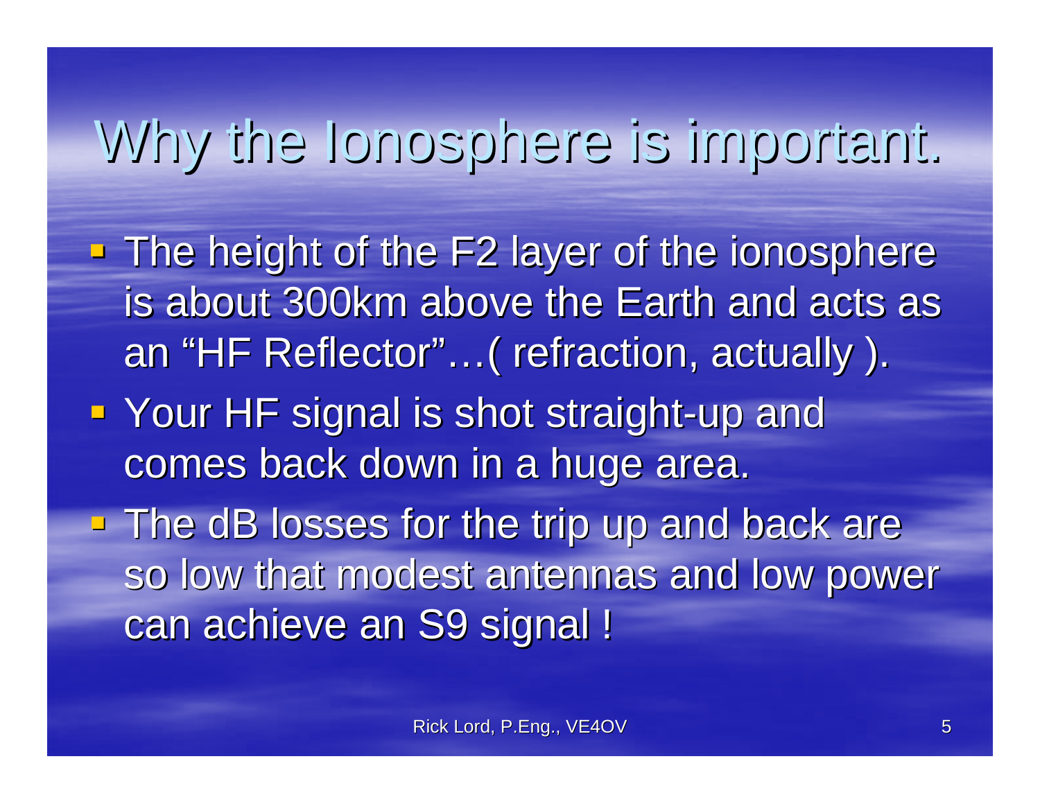# Why the Ionosphere is important.

- The height of the F2 layer of the ionosphere is about 300km above the Earth and acts as an “HF Reflector”…( refraction, actually ).
- Your HF signal is shot straight-up and comes back down in a huge area.
- The dB losses for the trip up and back are so low that modest antennas and low power can achieve an S9 signal !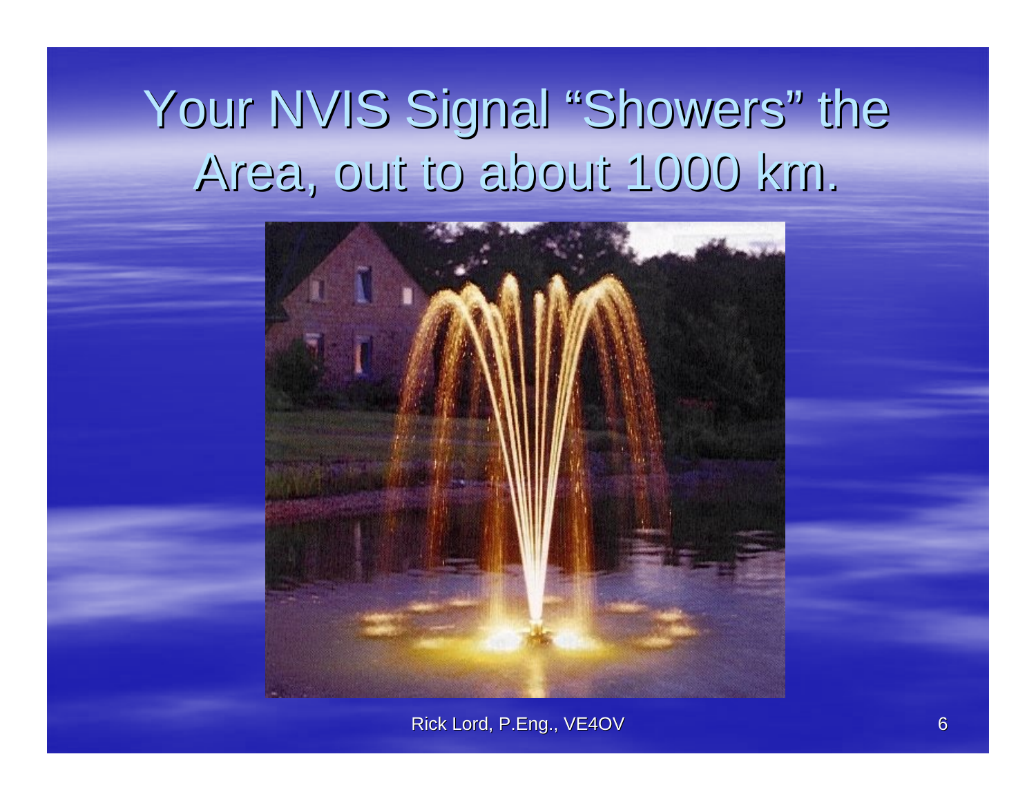# Your NVIS Signal "Showers" the Area, out to about 1000 km.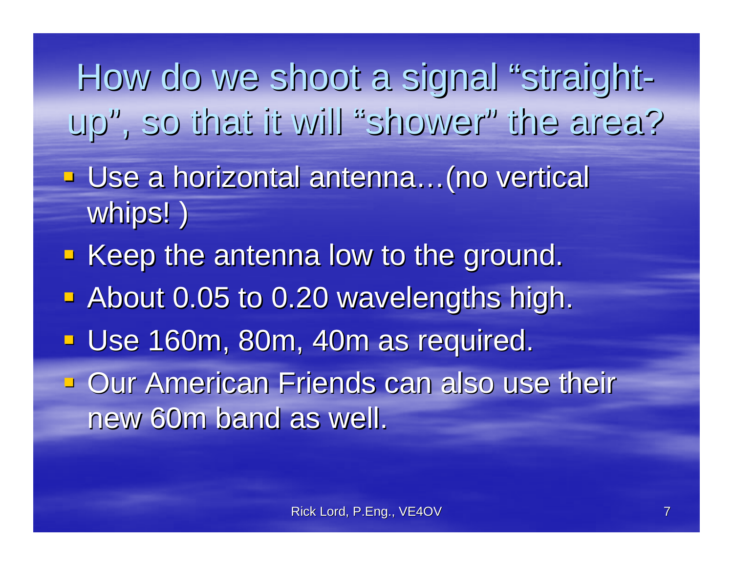# How do we shoot a signal "straight-up", so that it will "shower" the area?

- Use a horizontal antenna…(no vertical whips! )
- Keep the antenna low to the ground.
- About 0.05 to 0.20 wavelengths high.
- Use 160m, 80m, 40m as required.
- Our American Friends can also use their new 60m band as well.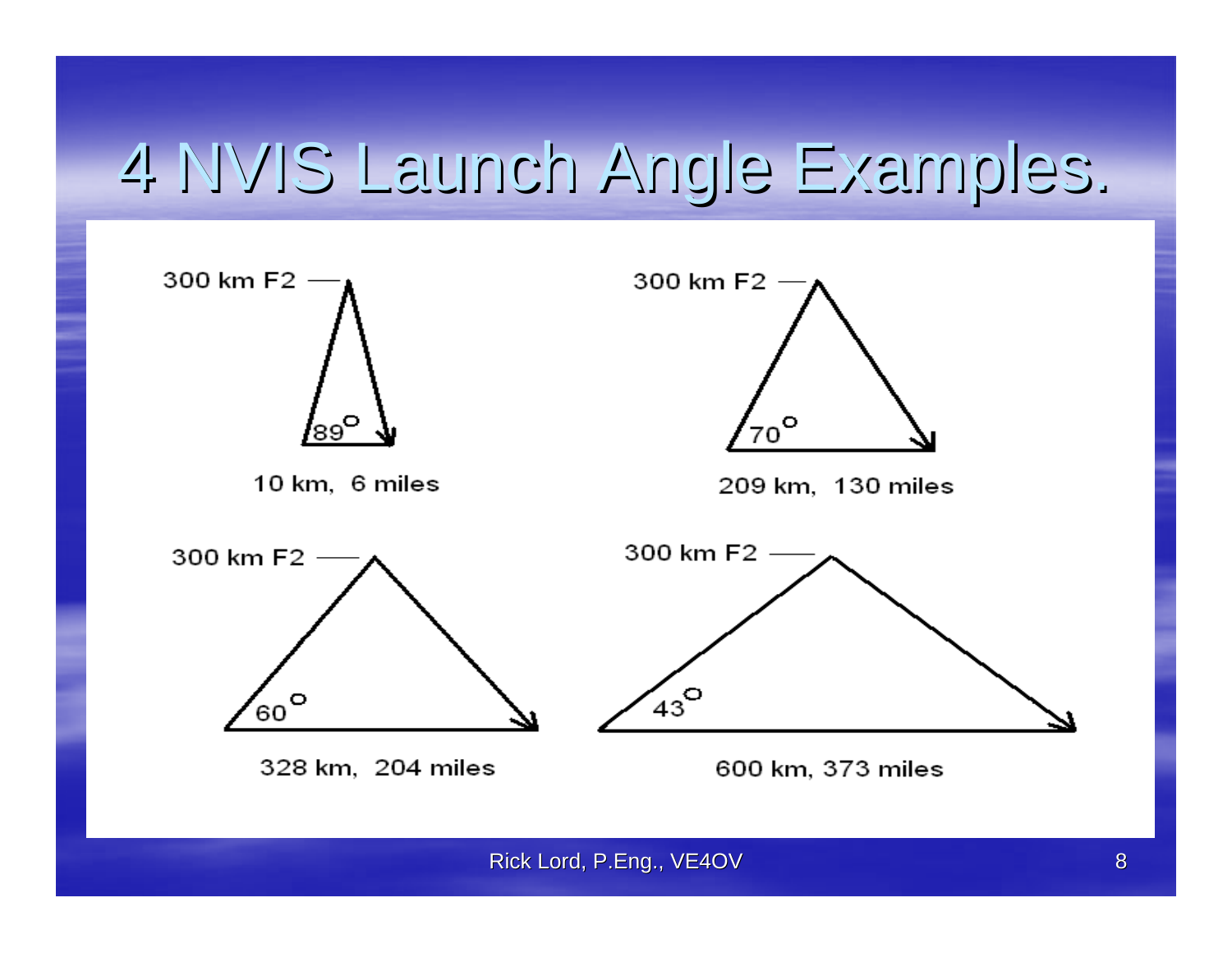# 4 NVIS Launch Angle Examples.

300 km F2

$89^{\circ}$

10 km, 6 miles

300 km F2

$70^{\circ}$

209 km, 130 miles

300 km F2

$60^{\circ}$

328 km, 204 miles

300 km F2

$43^{\circ}$

600 km, 373 miles

Rick Lord, P.Eng., VE4OV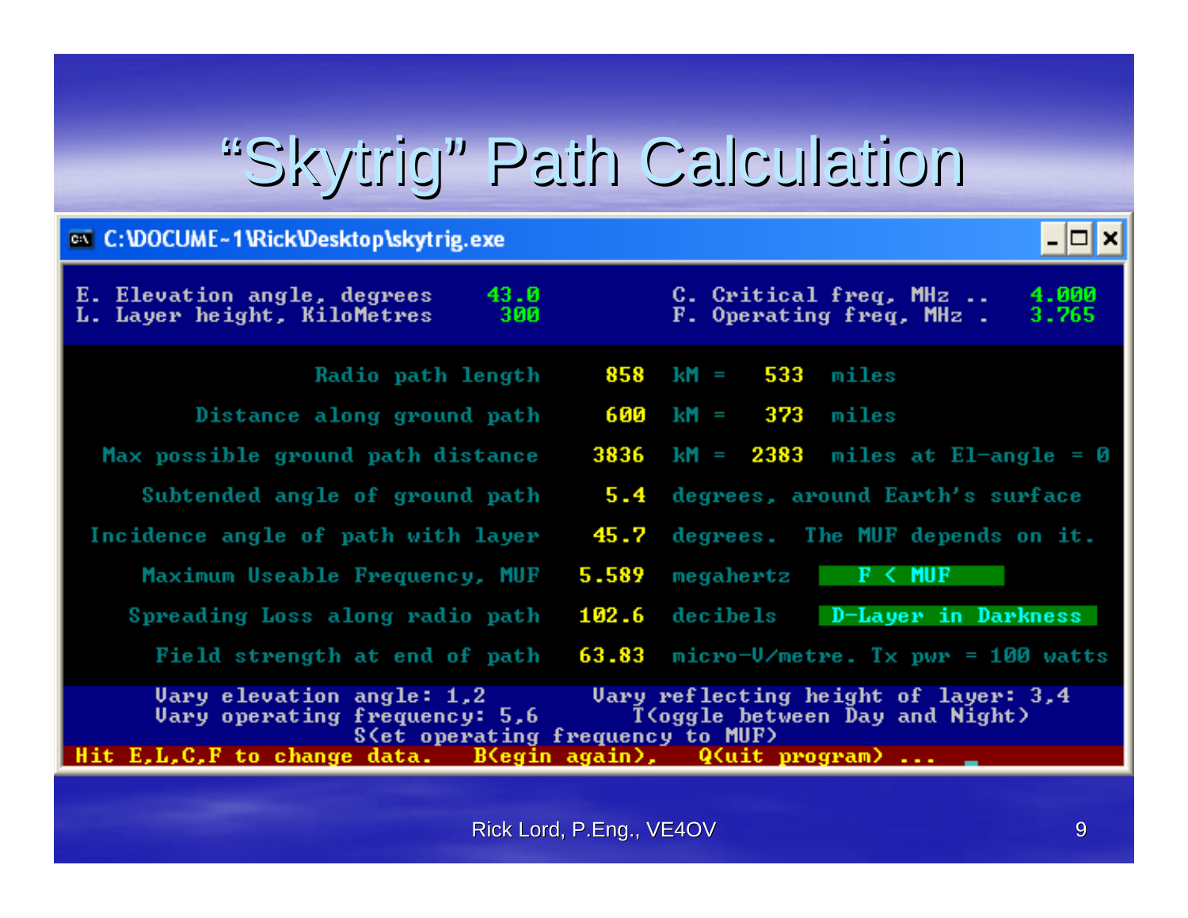# "Skytrig" Path Calculation

C:\DOCUME~1\Rick\Desktop\skytrig.exe

```
E. Elevation angle, degrees      43.0          C. Critical freq, MHz ..   4.000
L. Layer height, KiloMetres       300          F. Operating freq, MHz .   3.765

                  Radio path length     858  kM =   533  miles

           Distance along ground path     600  kM =   373  miles

     Max possible ground path distance    3836  kM =  2383  miles at El-angle = 0

        Subtended angle of ground path     5.4  degrees, around Earth's surface

     Incidence angle of path with layer    45.7  degrees.  The MUF depends on it.

        Maximum Useable Frequency, MUF   5.589  megahertz     F < MUF

       Spreading Loss along radio path   102.6  decibels     D-Layer in Darkness

          Field strength at end of path   63.83  micro-V/metre. Tx pwr = 100 watts

       Vary elevation angle: 1,2          Vary reflecting height of layer: 3,4
       Vary operating frequency: 5,6         T(oggle between Day and Night)
                        S(et operating frequency to MUF)
Hit E,L,C,F to change data.    B(egin again),    Q(uit program) ...
```

Rick Lord, P.Eng., VE4OV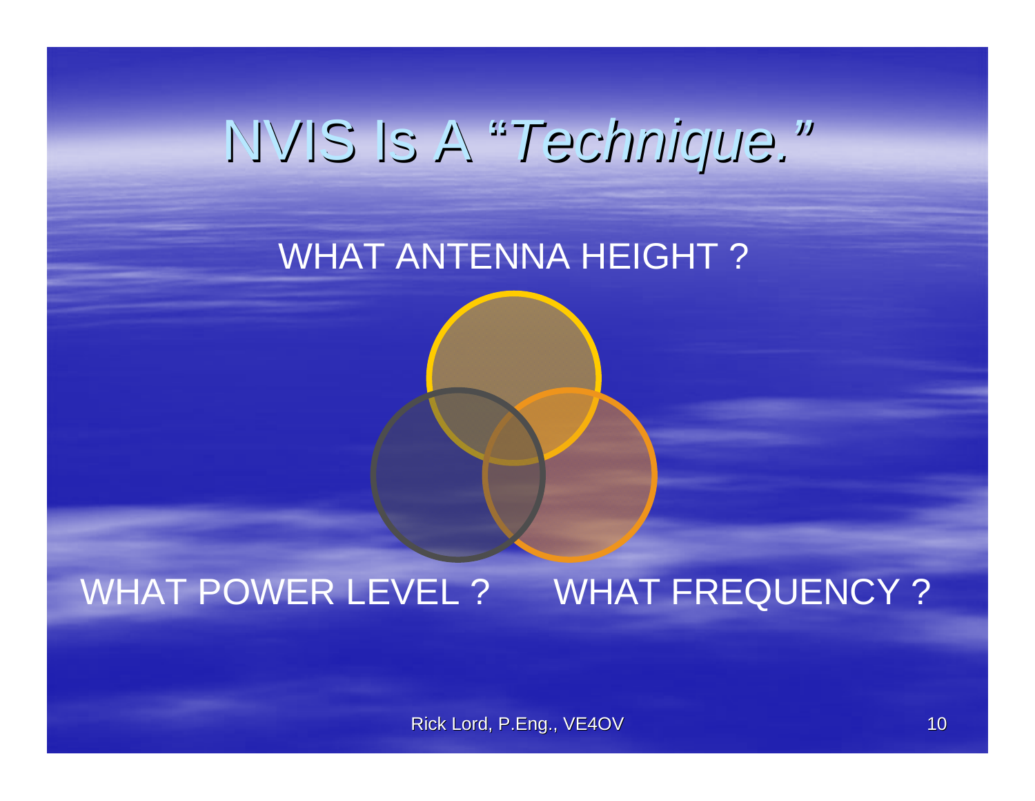# NVIS Is A "*Technique.*"

WHAT ANTENNA HEIGHT ?

WHAT POWER LEVEL ?

WHAT FREQUENCY ?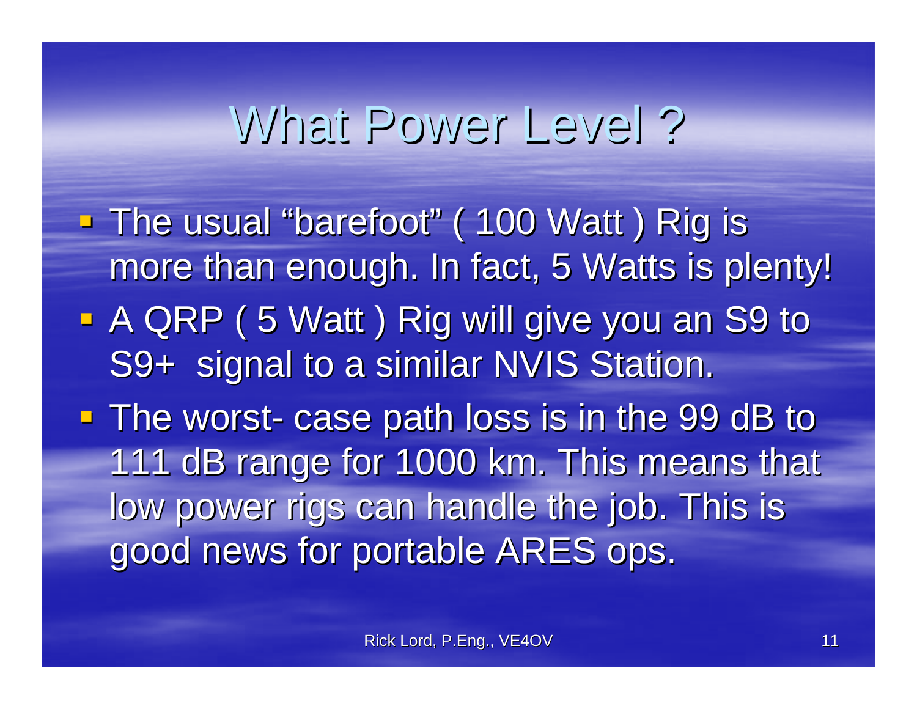# What Power Level ?

- The usual “barefoot” ( 100 Watt ) Rig is more than enough. In fact, 5 Watts is plenty!
- A QRP ( 5 Watt ) Rig will give you an S9 to S9+  signal to a similar NVIS Station.
- The worst- case path loss is in the 99 dB to 111 dB range for 1000 km. This means that low power rigs can handle the job. This is good news for portable ARES ops.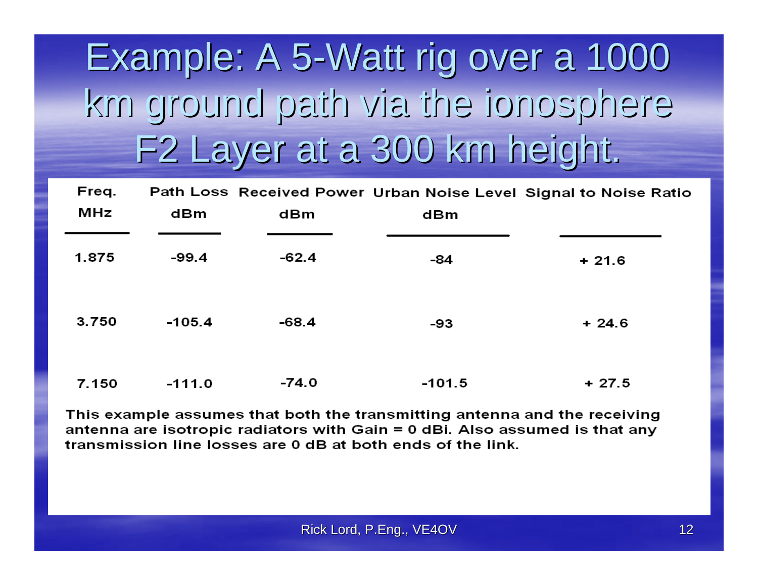# Example: A 5-Watt rig over a 1000 km ground path via the ionosphere F2 Layer at a 300 km height.

| Freq. MHz | Path Loss dBm | Received Power dBm | Urban Noise Level dBm | Signal to Noise Ratio |
|---|---|---|---|---|
| 1.875 | -99.4 | -62.4 | -84 | + 21.6 |
| 3.750 | -105.4 | -68.4 | -93 | + 24.6 |
| 7.150 | -111.0 | -74.0 | -101.5 | + 27.5 |

This example assumes that both the transmitting antenna and the receiving antenna are isotropic radiators with Gain = 0 dBi. Also assumed is that any transmission line losses are 0 dB at both ends of the link.

Rick Lord, P.Eng., VE4OV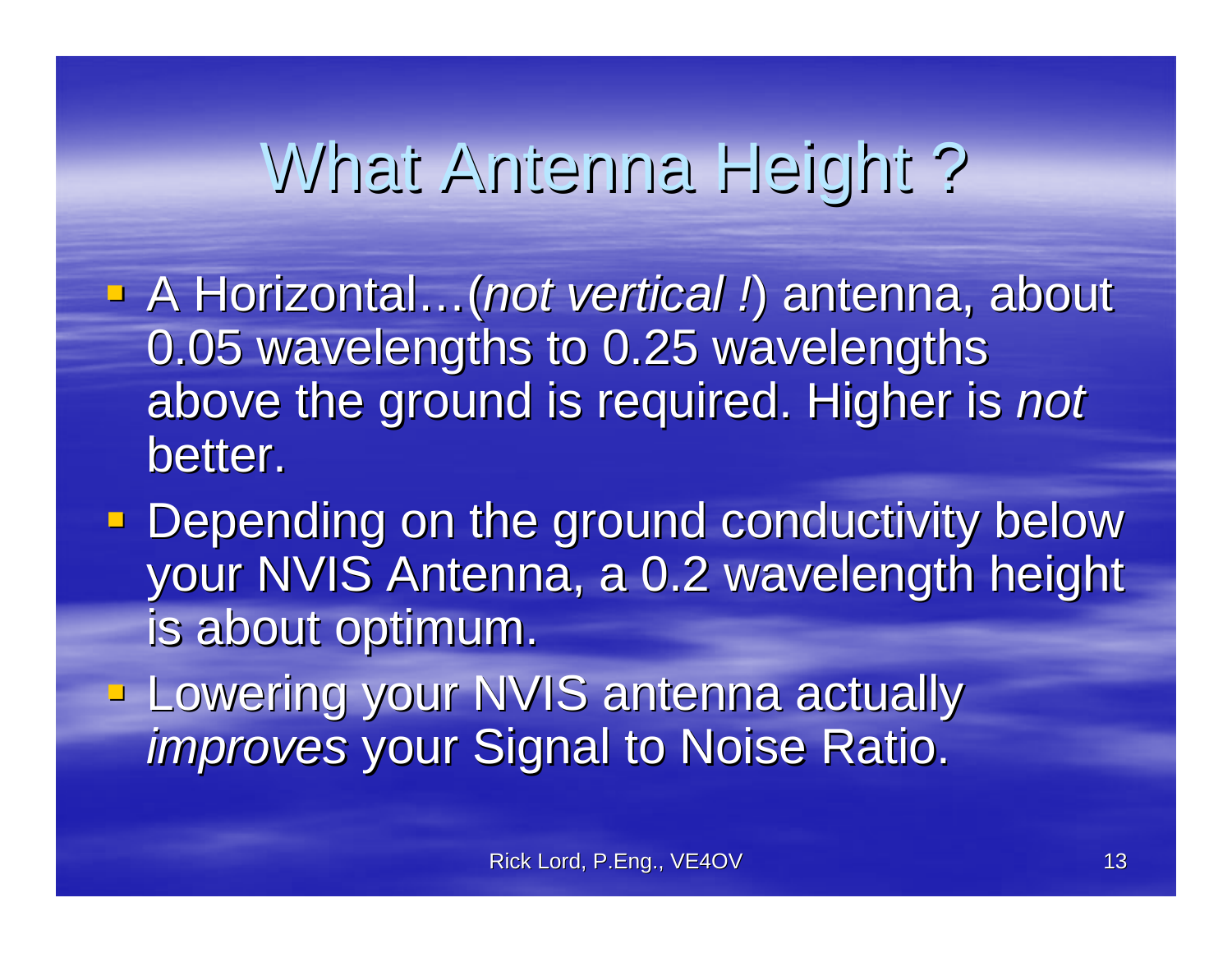# What Antenna Height ?

- A Horizontal…(*not vertical !*) antenna, about 0.05 wavelengths to 0.25 wavelengths above the ground is required. Higher is *not* better.
- Depending on the ground conductivity below your NVIS Antenna, a 0.2 wavelength height is about optimum.
- Lowering your NVIS antenna actually *improves* your Signal to Noise Ratio.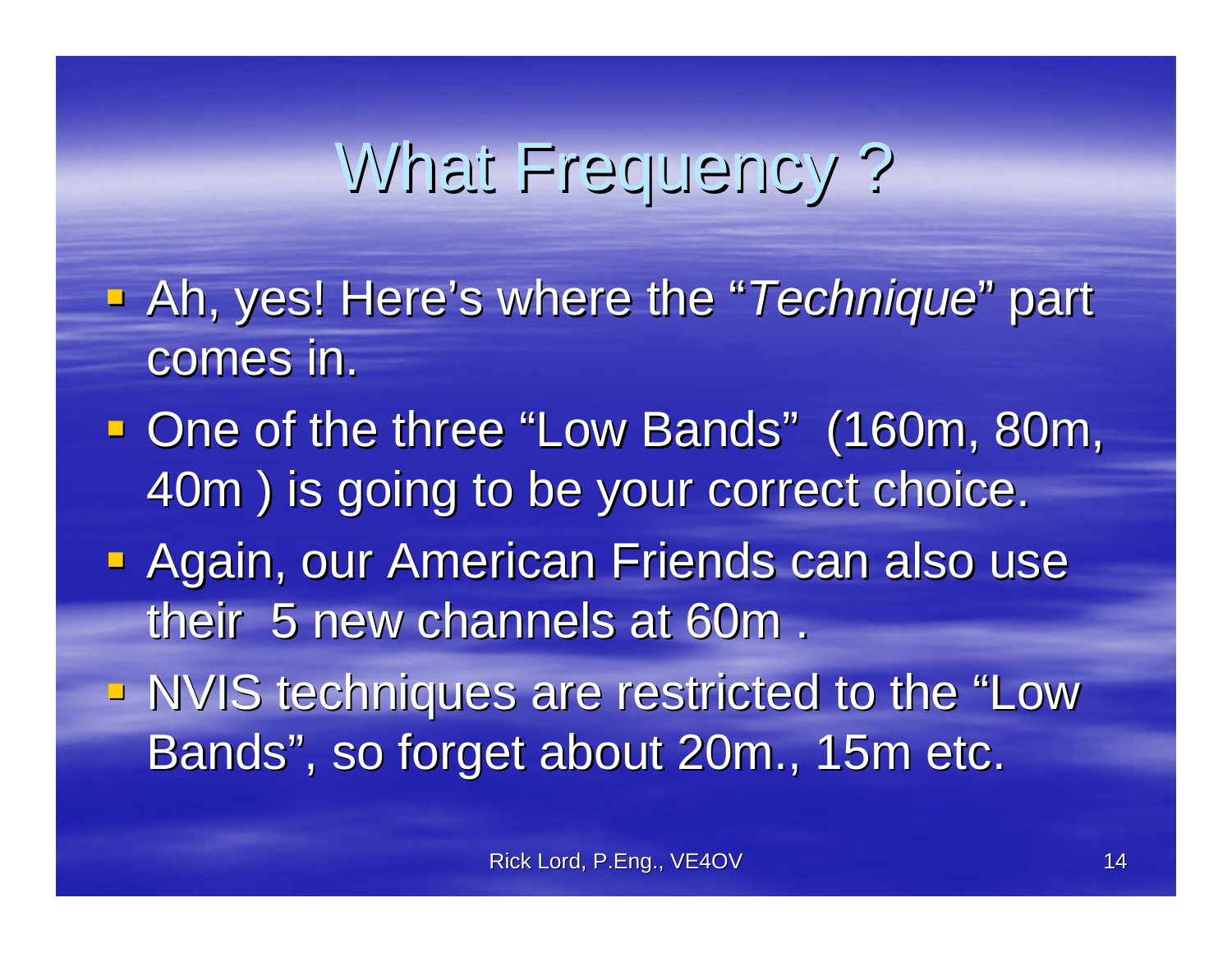# What Frequency ?

- Ah, yes! Here’s where the “*Technique*” part comes in.
- One of the three “Low Bands” (160m, 80m, 40m ) is going to be your correct choice.
- Again, our American Friends can also use their 5 new channels at 60m .
- NVIS techniques are restricted to the “Low Bands”, so forget about 20m., 15m etc.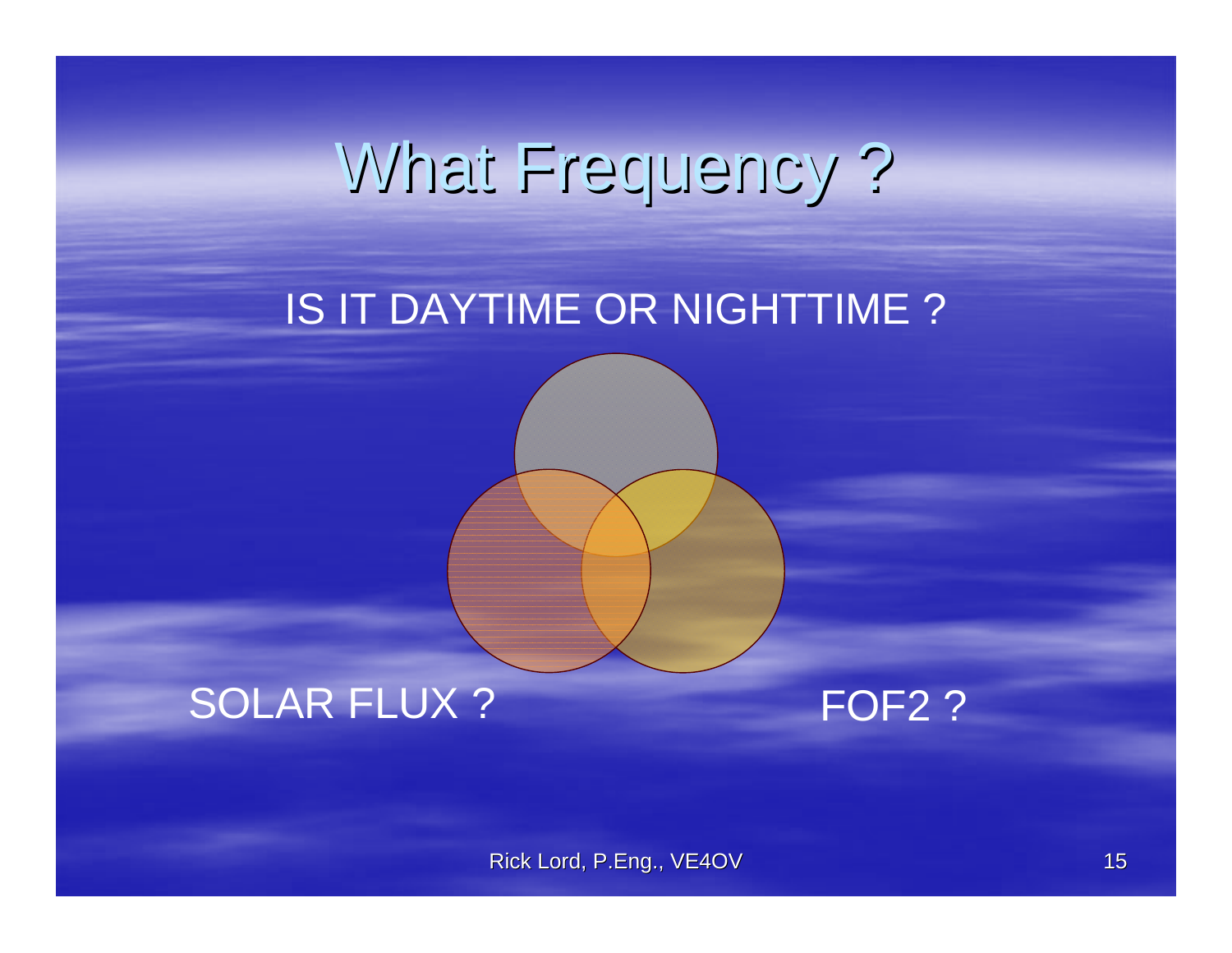# What Frequency ?

IS IT DAYTIME OR NIGHTTIME ?

SOLAR FLUX ?

FOF2 ?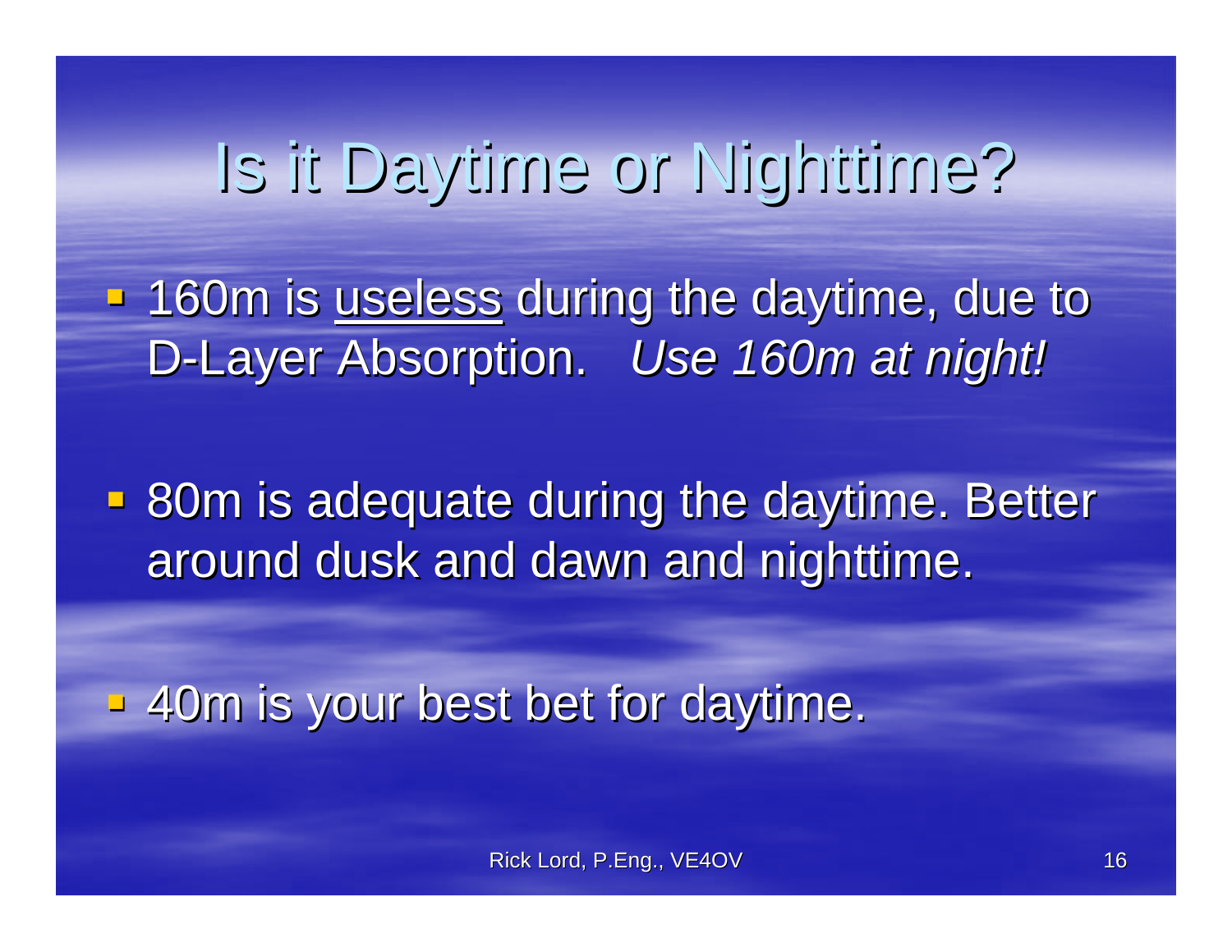# Is it Daytime or Nighttime?

- 160m is <u>useless</u> during the daytime, due to D-Layer Absorption. *Use 160m at night!*
- 80m is adequate during the daytime. Better around dusk and dawn and nighttime.
- 40m is your best bet for daytime.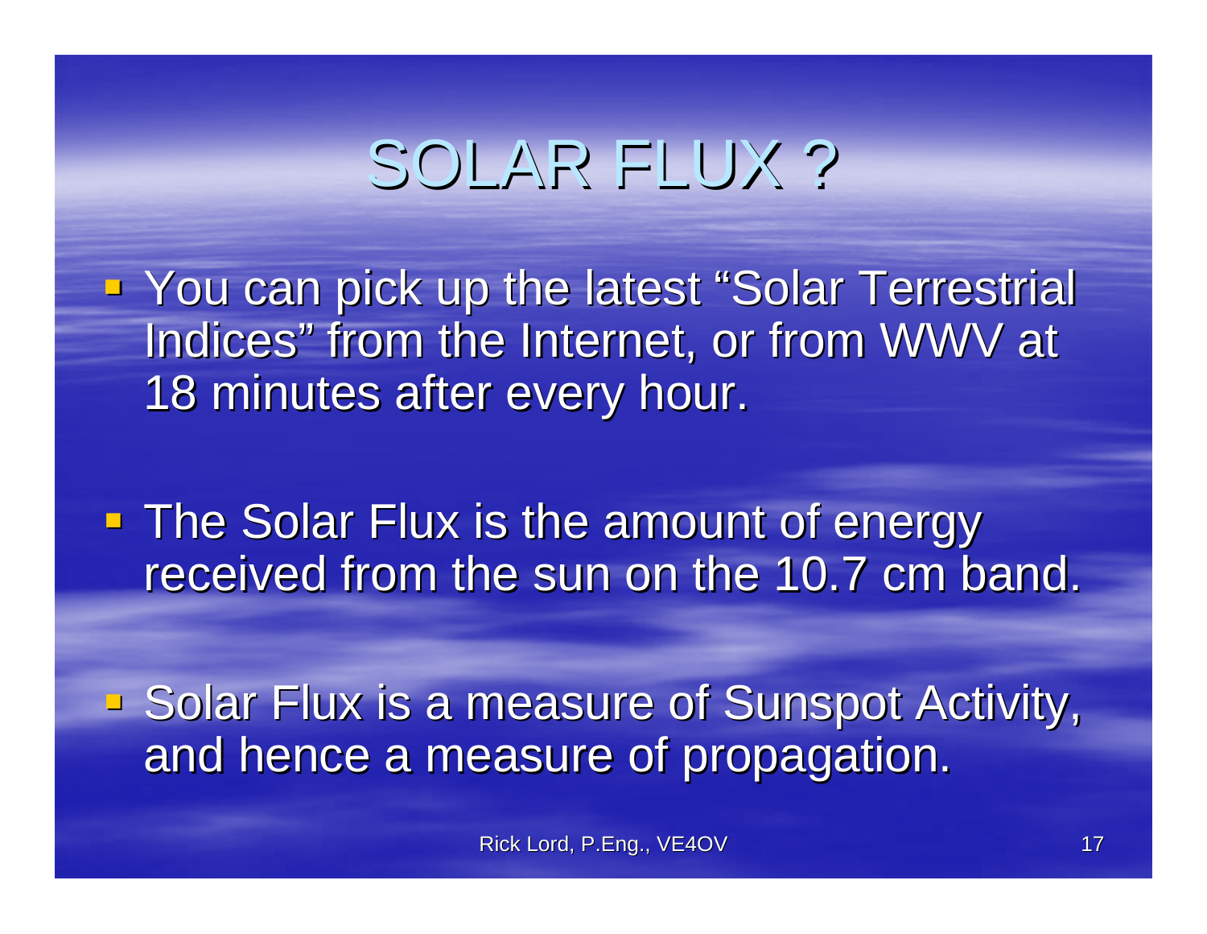# SOLAR FLUX ?

- You can pick up the latest "Solar Terrestrial Indices" from the Internet, or from WWV at 18 minutes after every hour.
- The Solar Flux is the amount of energy received from the sun on the 10.7 cm band.
- Solar Flux is a measure of Sunspot Activity, and hence a measure of propagation.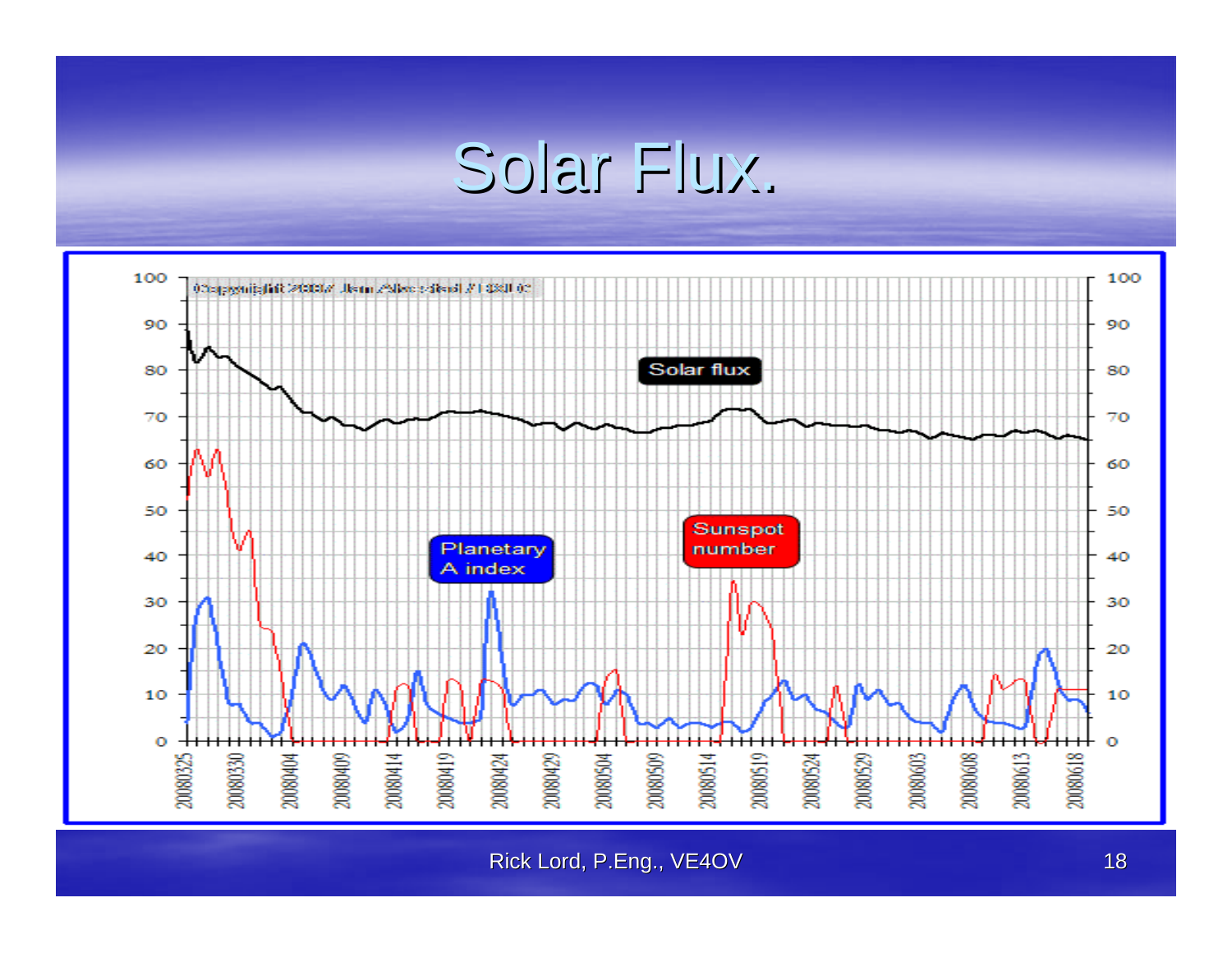# Solar Flux.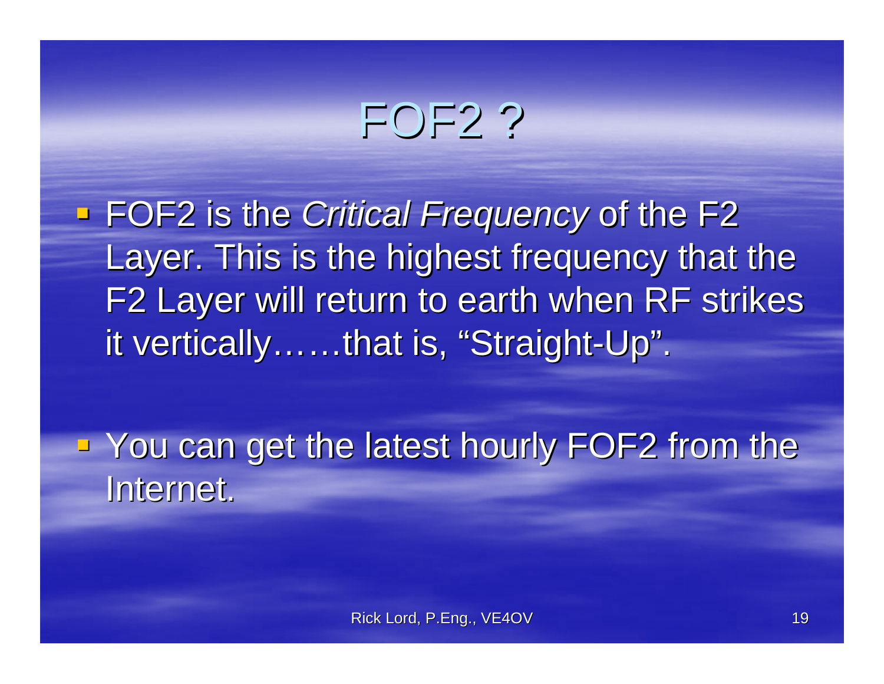# FOF2 ?

- FOF2 is the *Critical Frequency* of the F2 Layer. This is the highest frequency that the F2 Layer will return to earth when RF strikes it vertically……that is, "Straight-Up".

- You can get the latest hourly FOF2 from the Internet.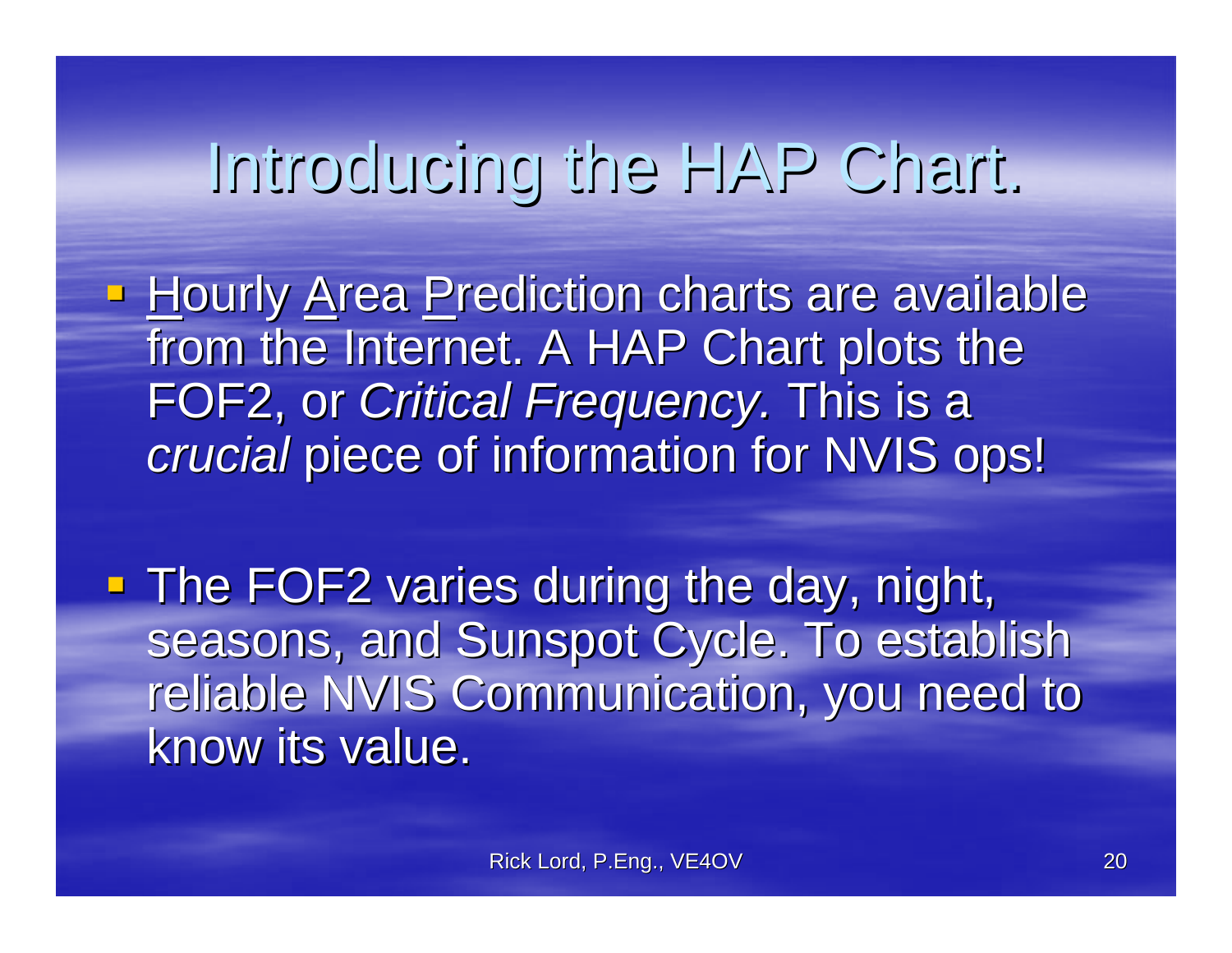# Introducing the HAP Chart.

- Hourly Area Prediction charts are available from the Internet. A HAP Chart plots the FOF2, or *Critical Frequency.* This is a *crucial* piece of information for NVIS ops!

- The FOF2 varies during the day, night, seasons, and Sunspot Cycle. To establish reliable NVIS Communication, you need to know its value.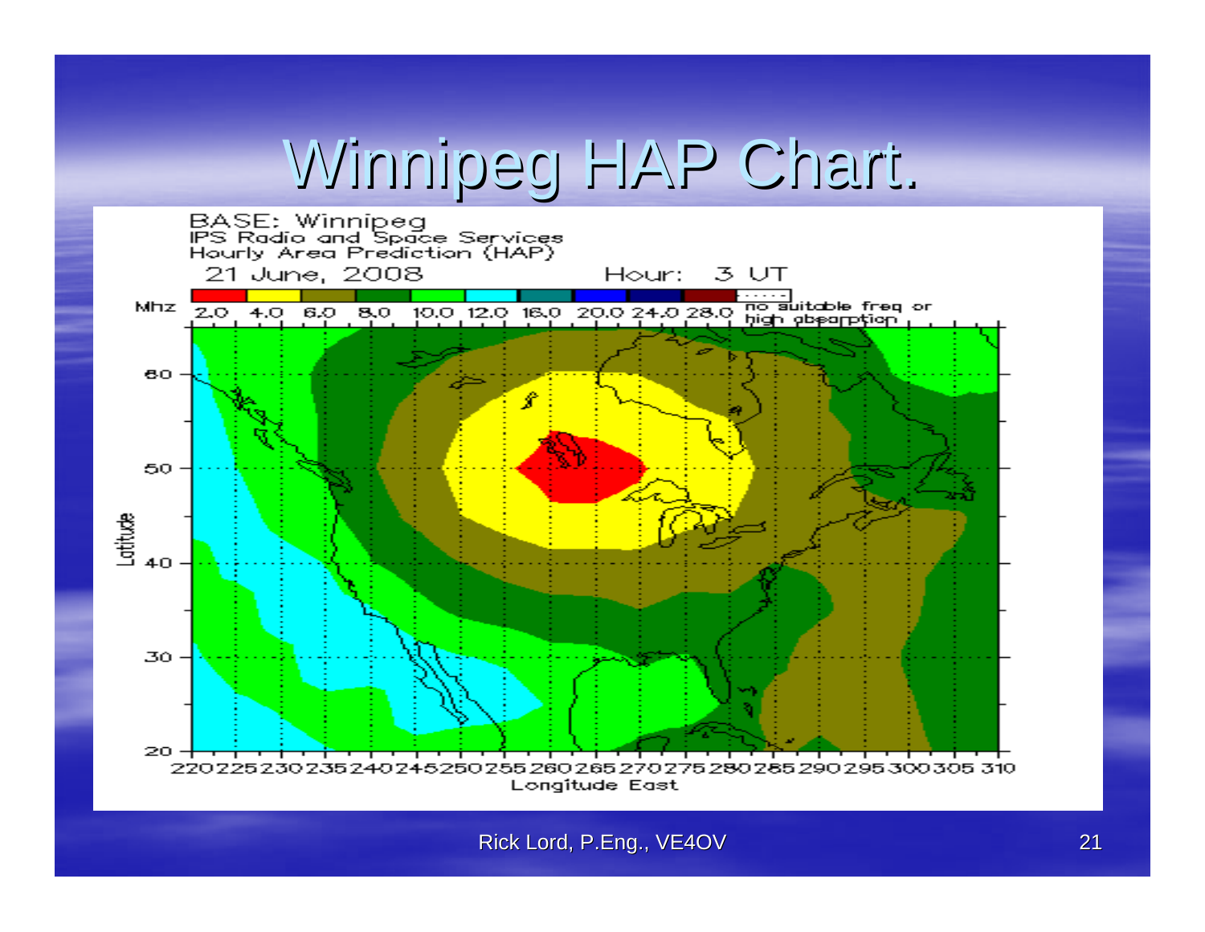# Winnipeg HAP Chart.

BASE: Winnipeg
IPS Radio and Space Services
Hourly Area Prediction (HAP)
21 June, 2008 Hour: 3 UT

Mhz 2.0 4.0 6.0 8.0 10.0 12.0 16.0 20.0 24.0 28.0 no suitable freq or high absorption

Latitude

Longitude East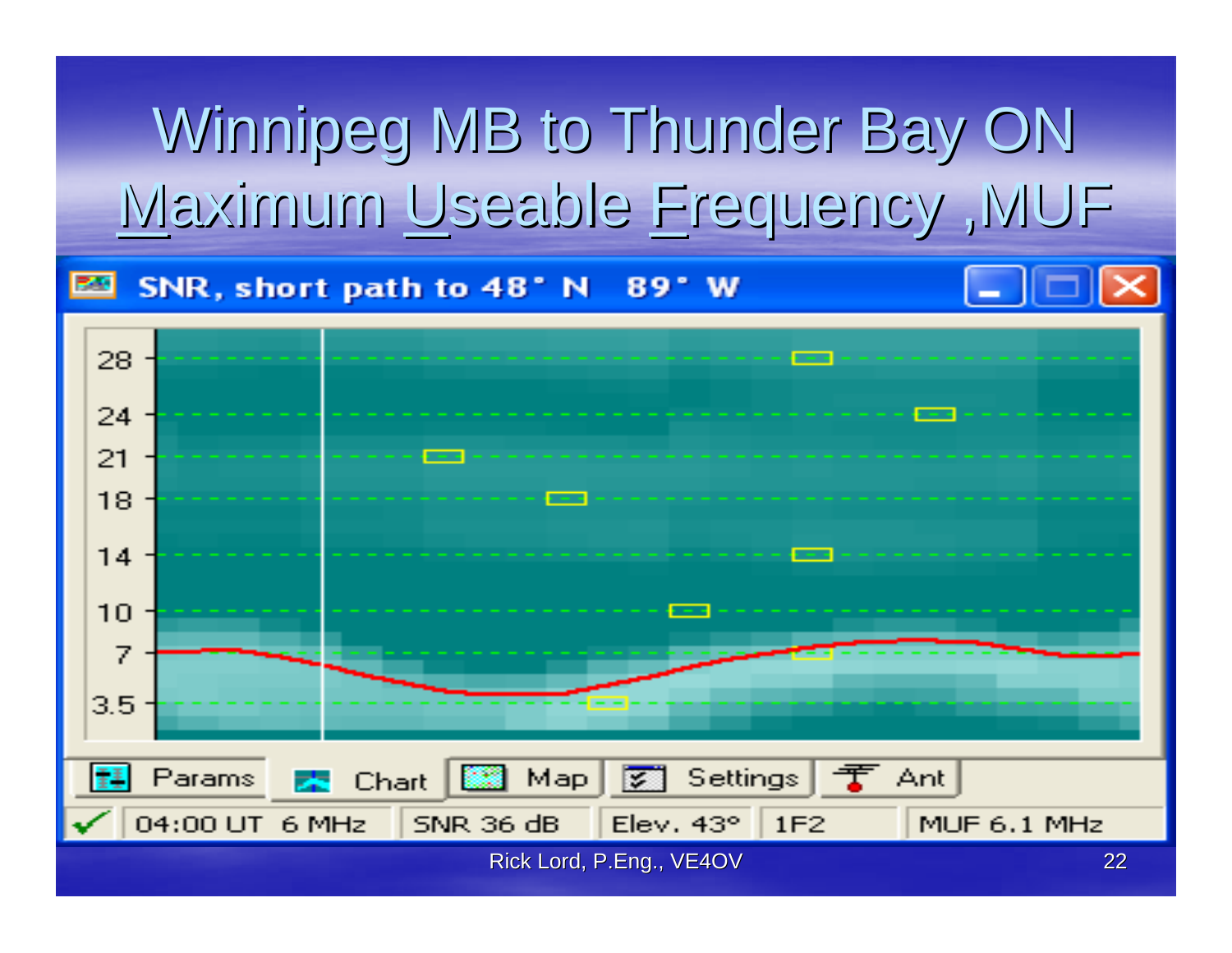# Winnipeg MB to Thunder Bay ON Maximum Useable Frequency ,MUF

SNR, short path to 48° N 89° W

28
24
21
18
14
10
7
3.5

Params | Chart | Map | Settings | Ant

04:00 UT 6 MHz | SNR 36 dB | Elev. 43° | 1F2 | MUF 6.1 MHz

Rick Lord, P.Eng., VE4OV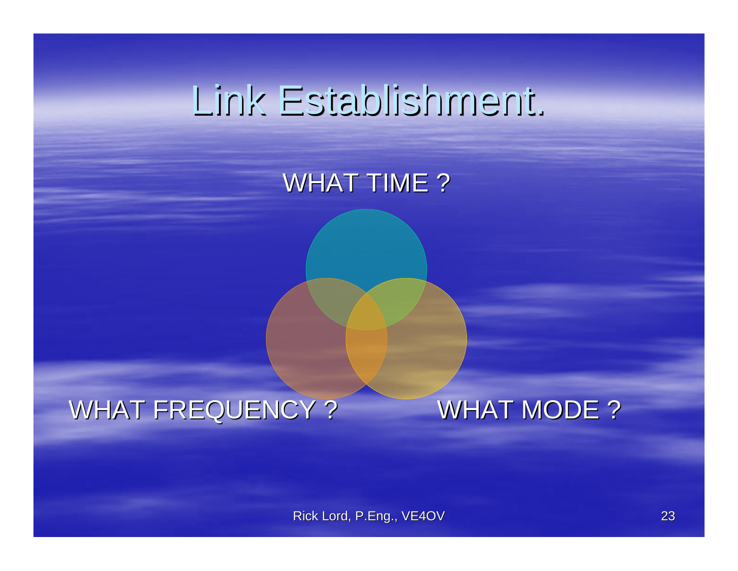# Link Establishment.

WHAT TIME ?

WHAT FREQUENCY ?

WHAT MODE ?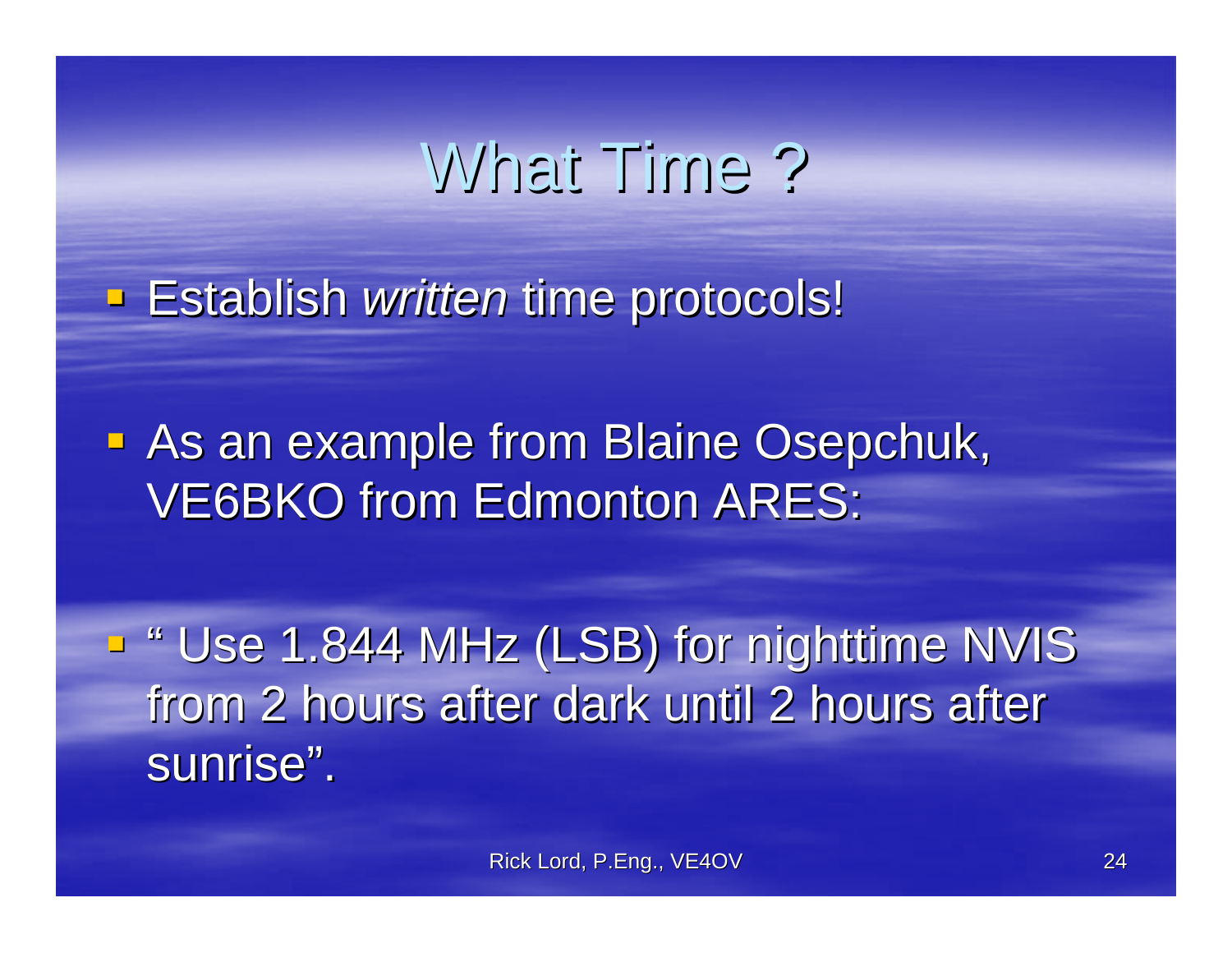# What Time ?

- Establish *written* time protocols!
- As an example from Blaine Osepchuk, VE6BKO from Edmonton ARES:
- " Use 1.844 MHz (LSB) for nighttime NVIS from 2 hours after dark until 2 hours after sunrise".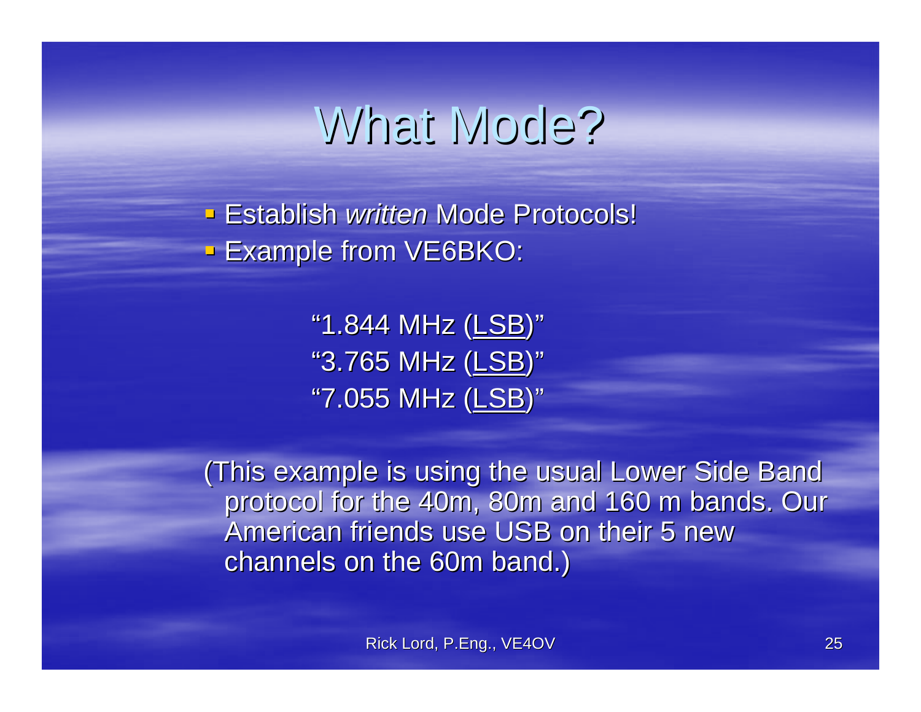# What Mode?

- Establish *written* Mode Protocols!
- Example from VE6BKO:

"1.844 MHz (LSB)"
"3.765 MHz (LSB)"
"7.055 MHz (LSB)"

(This example is using the usual Lower Side Band protocol for the 40m, 80m and 160 m bands. Our American friends use USB on their 5 new channels on the 60m band.)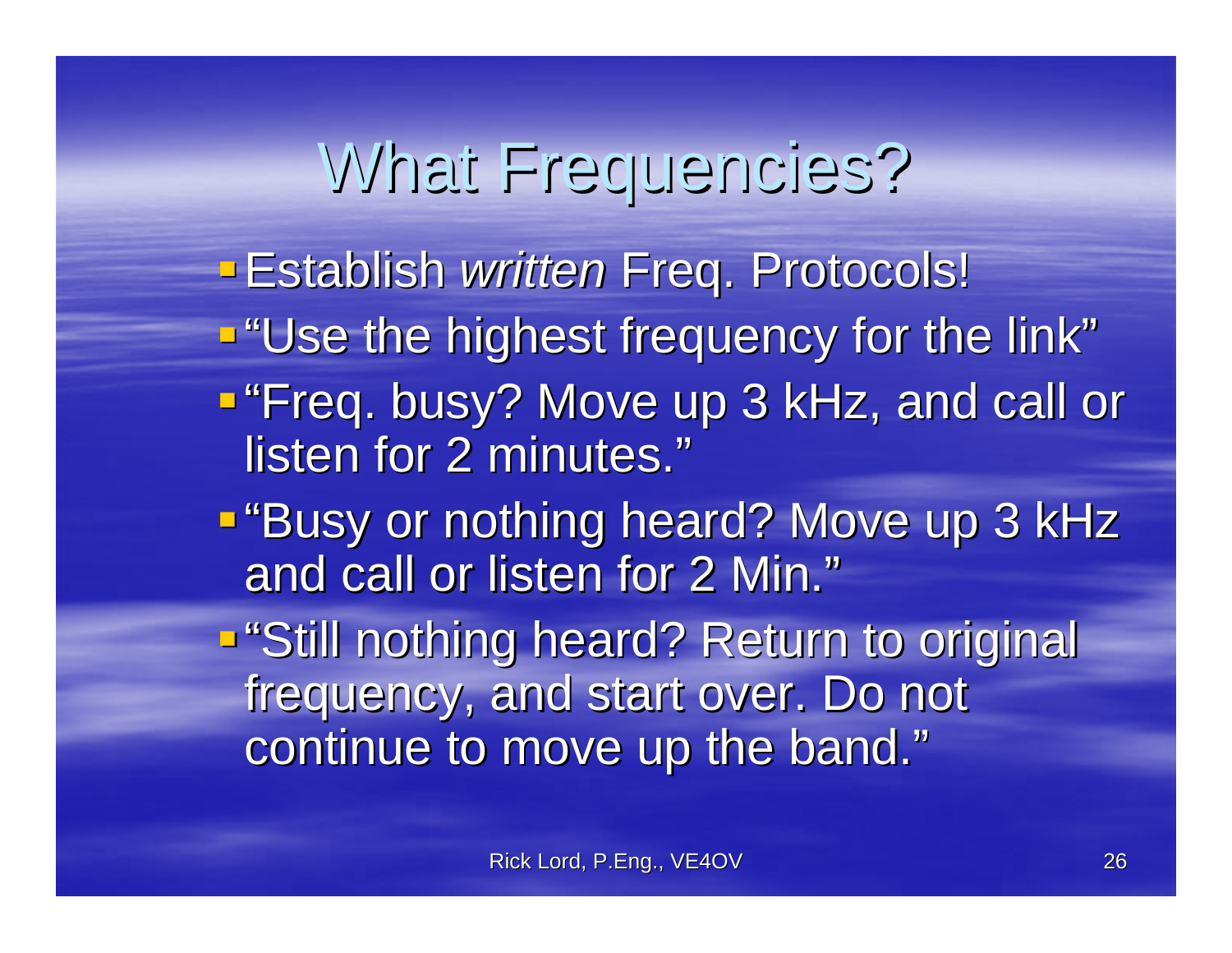# What Frequencies?

- Establish *written* Freq. Protocols!
- "Use the highest frequency for the link"
- "Freq. busy? Move up 3 kHz, and call or listen for 2 minutes."
- "Busy or nothing heard? Move up 3 kHz and call or listen for 2 Min."
- "Still nothing heard? Return to original frequency, and start over. Do not continue to move up the band."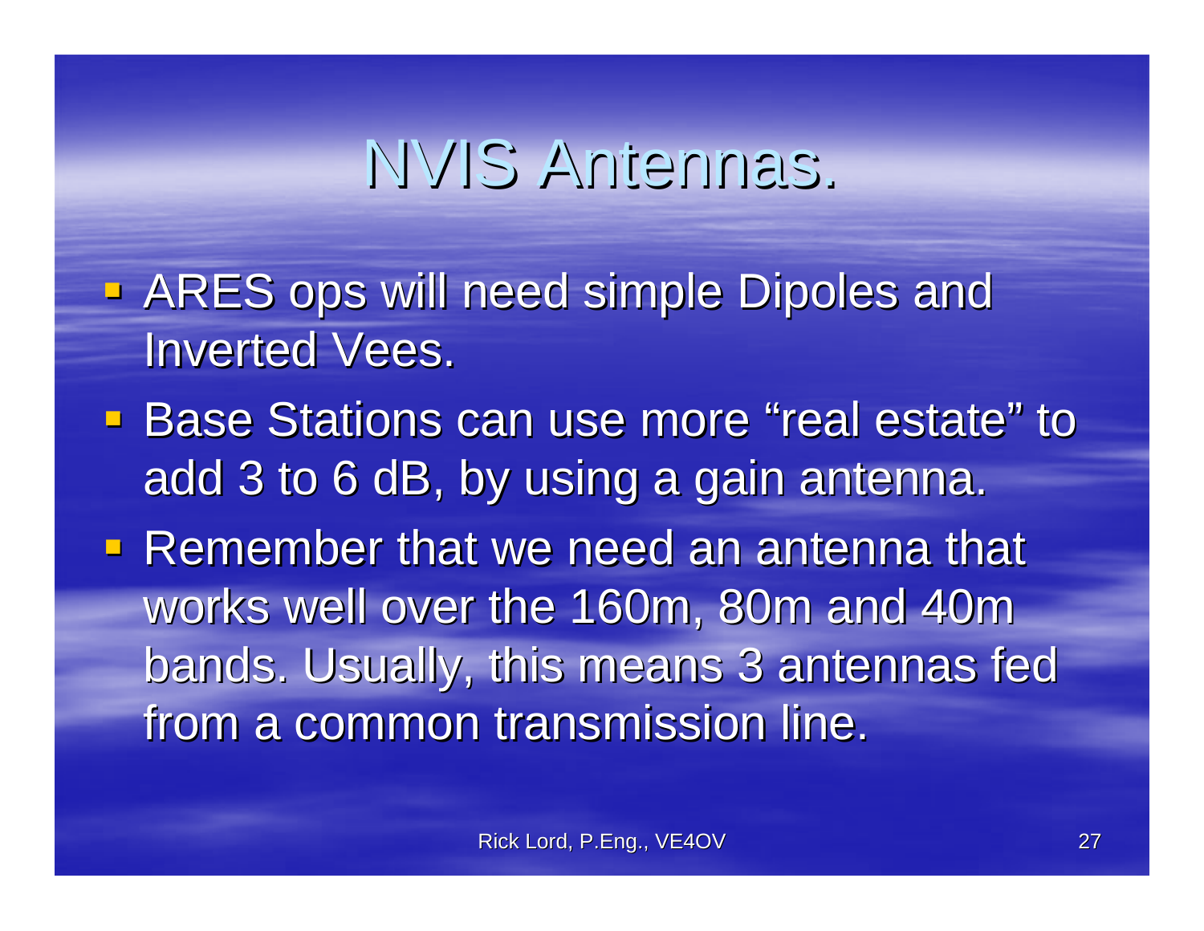# NVIS Antennas.

- ARES ops will need simple Dipoles and Inverted Vees.
- Base Stations can use more "real estate" to add 3 to 6 dB, by using a gain antenna.
- Remember that we need an antenna that works well over the 160m, 80m and 40m bands. Usually, this means 3 antennas fed from a common transmission line.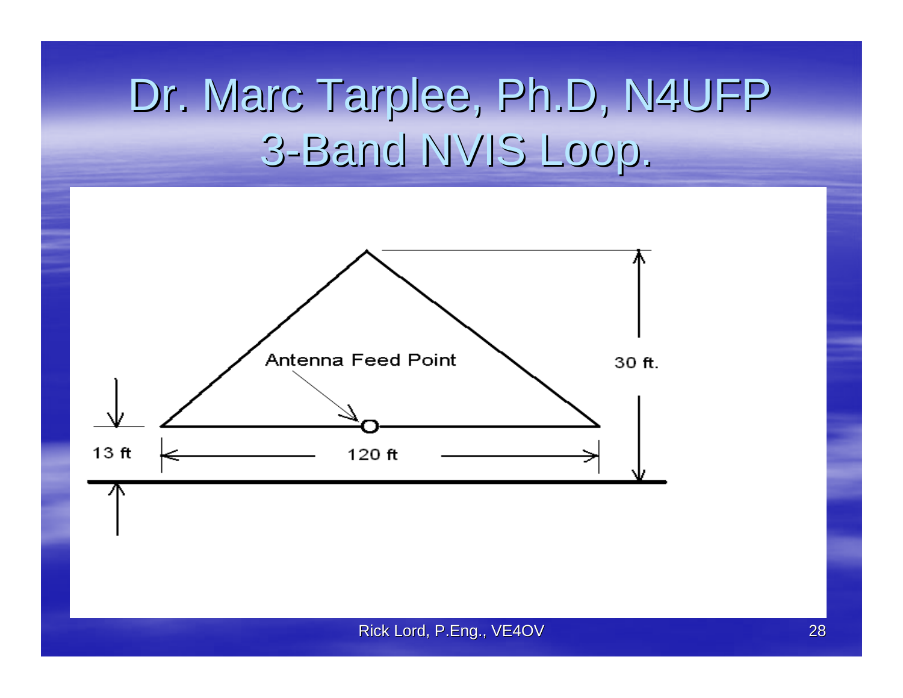# Dr. Marc Tarplee, Ph.D, N4UFP 3-Band NVIS Loop.

Antenna Feed Point

30 ft.

13 ft

120 ft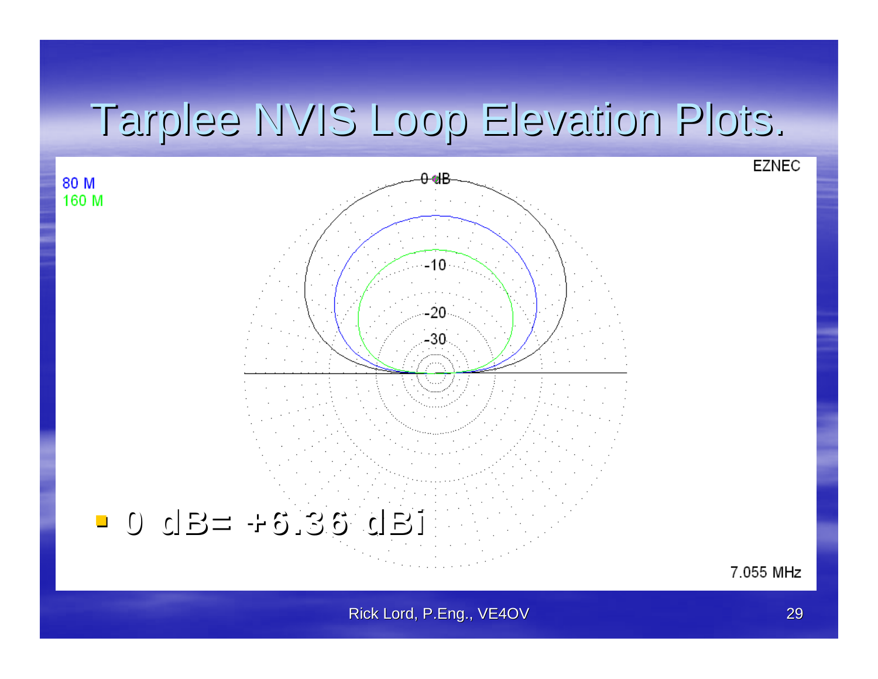# Tarplee NVIS Loop Elevation Plots.

- 0 dB= +6.36 dBi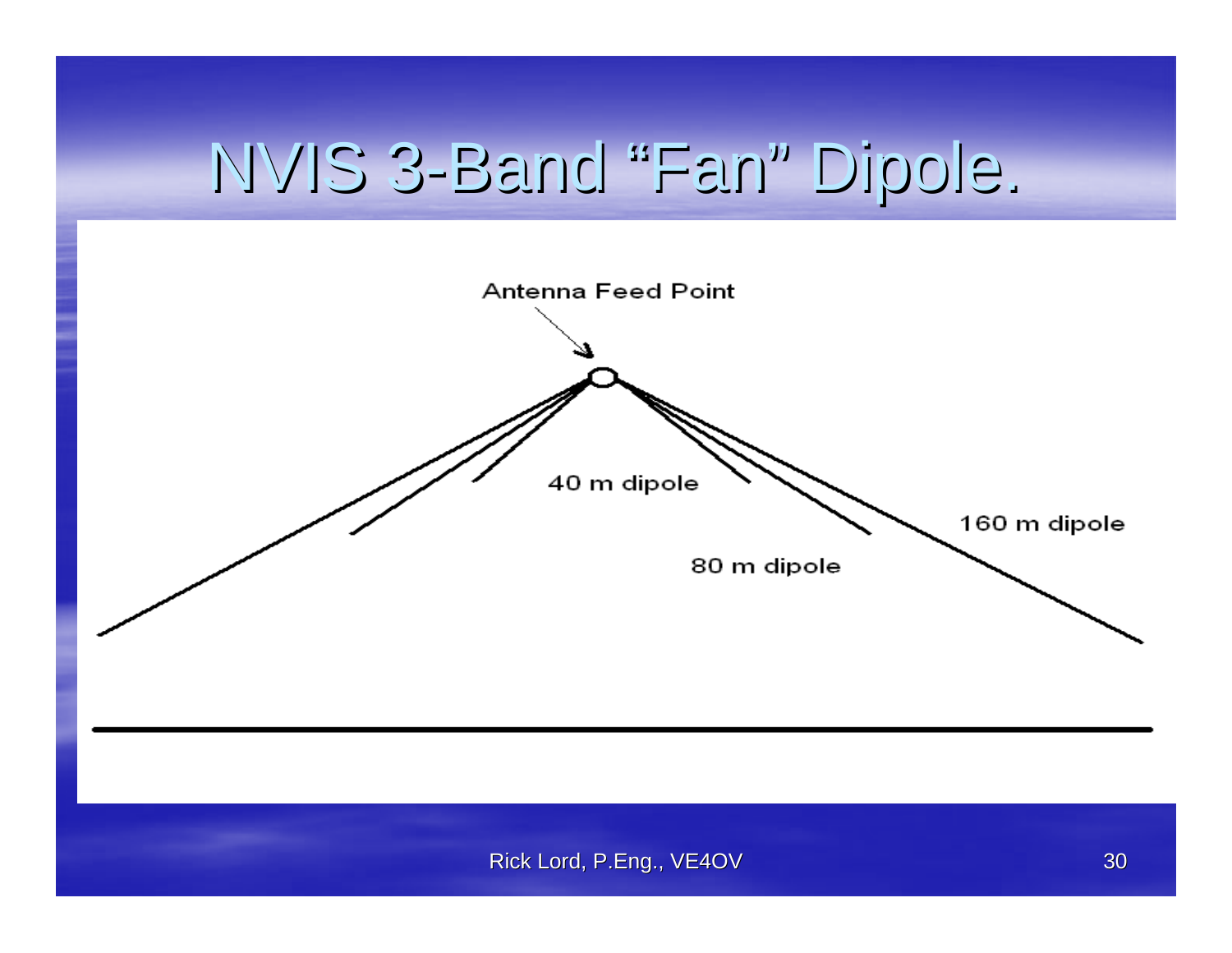# NVIS 3-Band "Fan" Dipole.

Antenna Feed Point

40 m dipole

80 m dipole

160 m dipole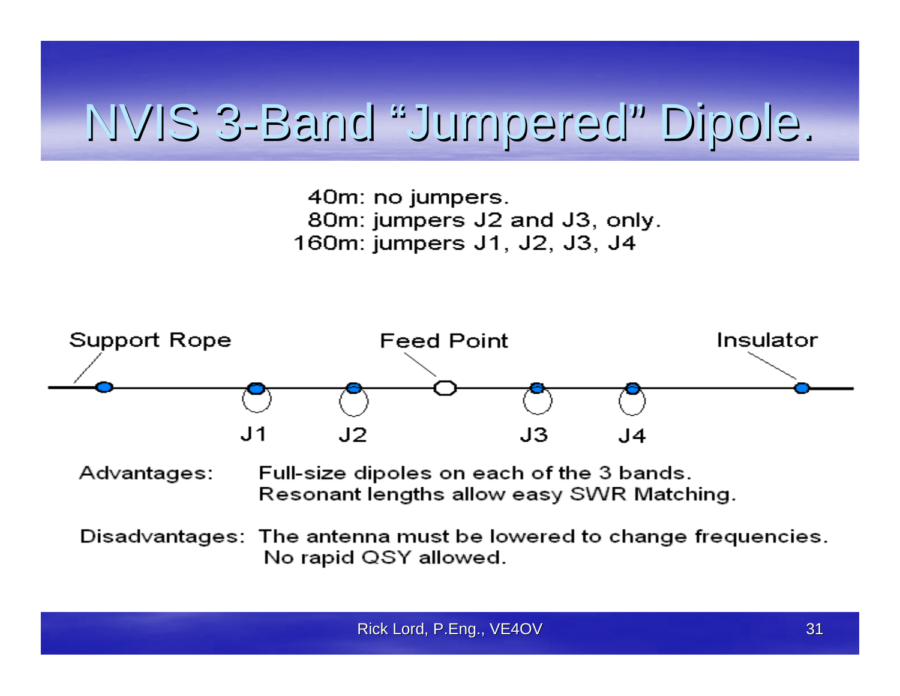# NVIS 3-Band "Jumpered" Dipole.

40m: no jumpers.
80m: jumpers J2 and J3, only.
160m: jumpers J1, J2, J3, J4

Support Rope — Feed Point — Insulator

J1 J2 J3 J4

Advantages: Full-size dipoles on each of the 3 bands.
Resonant lengths allow easy SWR Matching.

Disadvantages: The antenna must be lowered to change frequencies.
No rapid QSY allowed.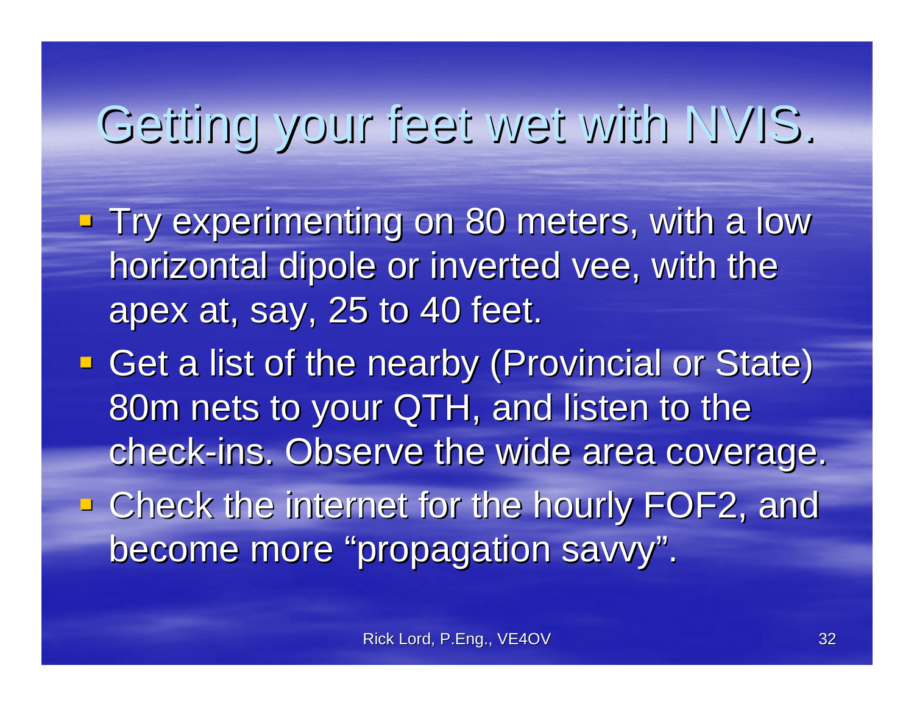# Getting your feet wet with NVIS.

- Try experimenting on 80 meters, with a low horizontal dipole or inverted vee, with the apex at, say, 25 to 40 feet.
- Get a list of the nearby (Provincial or State) 80m nets to your QTH, and listen to the check-ins. Observe the wide area coverage.
- Check the internet for the hourly FOF2, and become more "propagation savvy".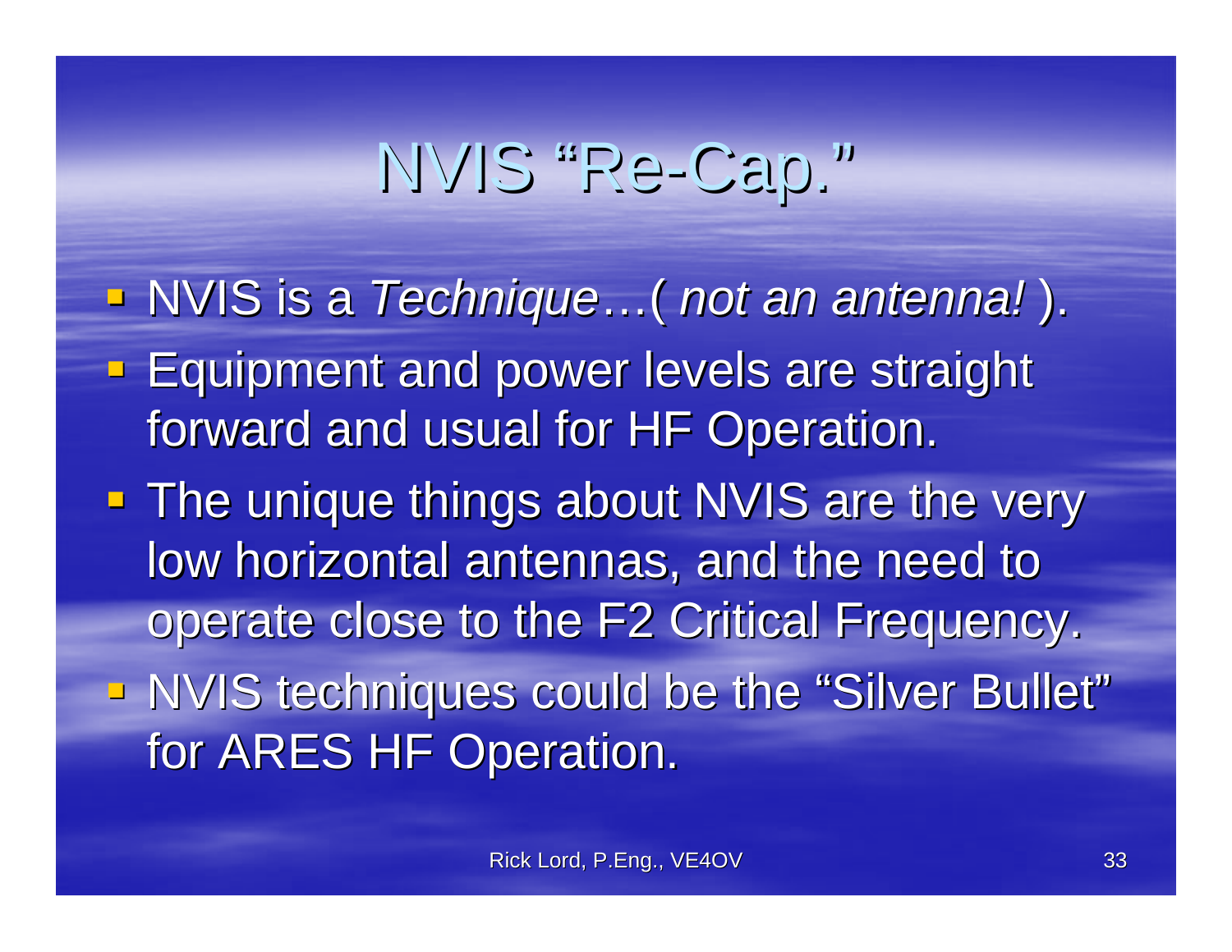# NVIS "Re-Cap."

- NVIS is a *Technique*…( *not an antenna!* ).
- Equipment and power levels are straight forward and usual for HF Operation.
- The unique things about NVIS are the very low horizontal antennas, and the need to operate close to the F2 Critical Frequency.
- NVIS techniques could be the "Silver Bullet" for ARES HF Operation.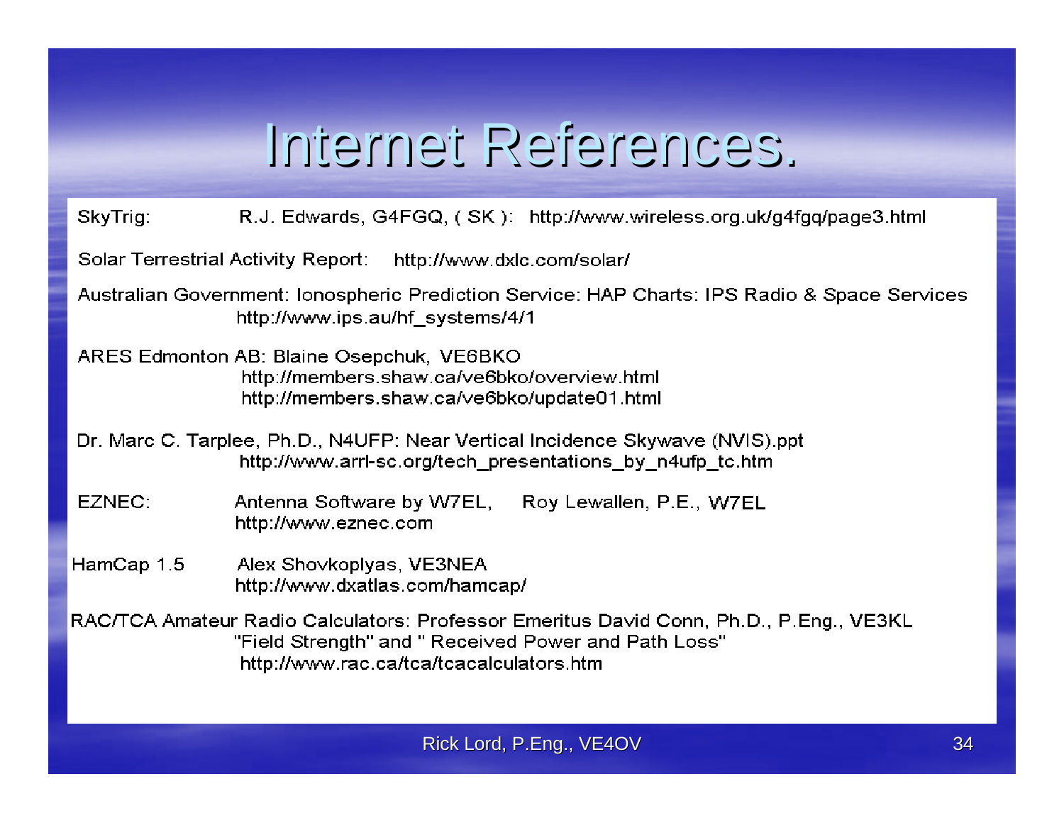# Internet References.

SkyTrig: R.J. Edwards, G4FGQ, ( SK ): http://www.wireless.org.uk/g4fgq/page3.html

Solar Terrestrial Activity Report: http://www.dxlc.com/solar/

Australian Government: Ionospheric Prediction Service: HAP Charts: IPS Radio & Space Services
http://www.ips.au/hf_systems/4/1

ARES Edmonton AB: Blaine Osepchuk, VE6BKO
http://members.shaw.ca/ve6bko/overview.html
http://members.shaw.ca/ve6bko/update01.html

Dr. Marc C. Tarplee, Ph.D., N4UFP: Near Vertical Incidence Skywave (NVIS).ppt
http://www.arrl-sc.org/tech_presentations_by_n4ufp_tc.htm

EZNEC: Antenna Software by W7EL, Roy Lewallen, P.E., W7EL
http://www.eznec.com

HamCap 1.5 Alex Shovkoplyas, VE3NEA
http://www.dxatlas.com/hamcap/

RAC/TCA Amateur Radio Calculators: Professor Emeritus David Conn, Ph.D., P.Eng., VE3KL
"Field Strength" and " Received Power and Path Loss"
http://www.rac.ca/tca/tcacalculators.htm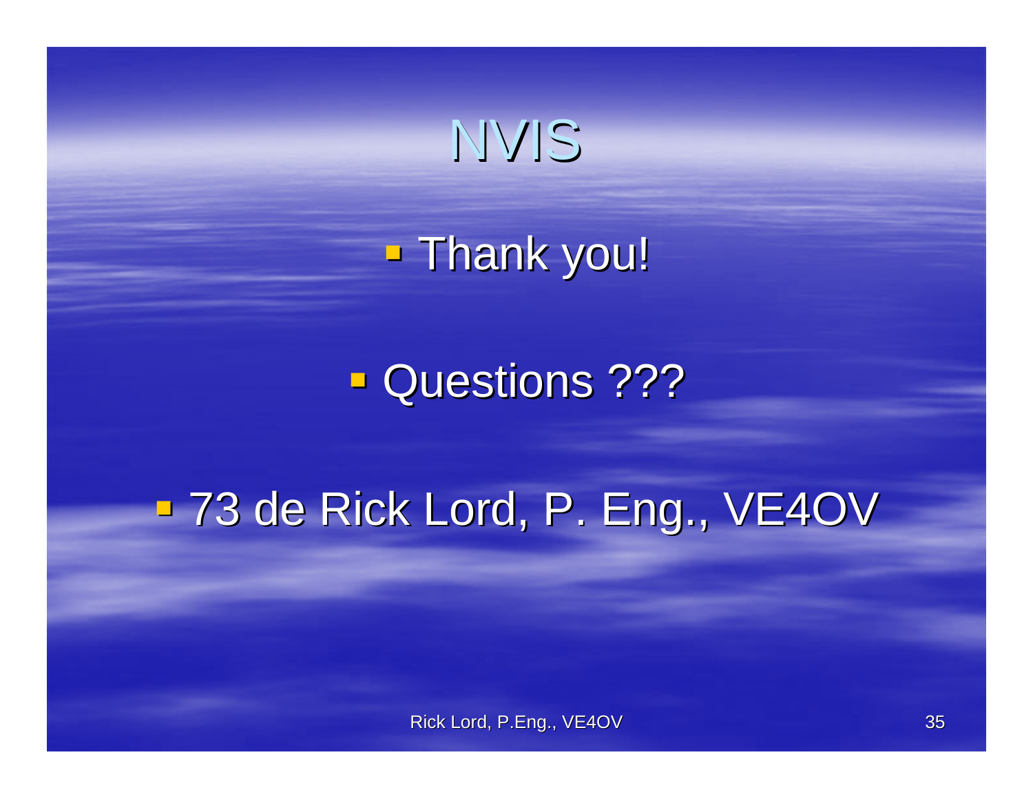# NVIS

- Thank you!

- Questions ???

- 73 de Rick Lord, P. Eng., VE4OV